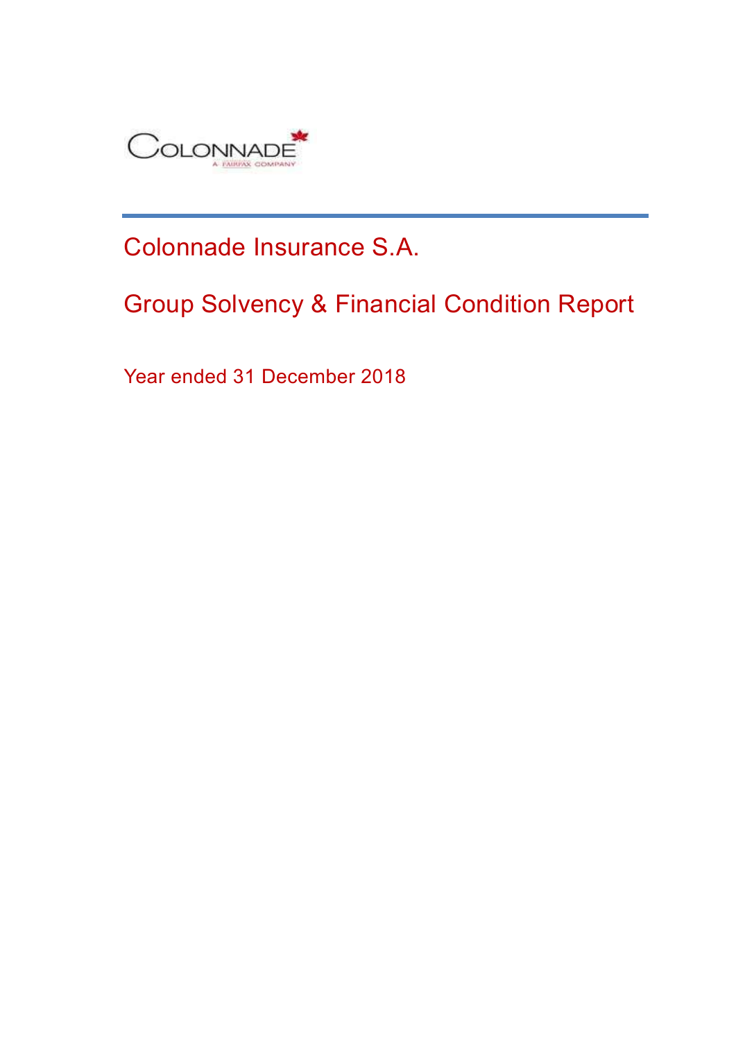# Colonnade Insurance S.A.

## Group Solvency & Financial Condition Report

Year ended 31 December 2018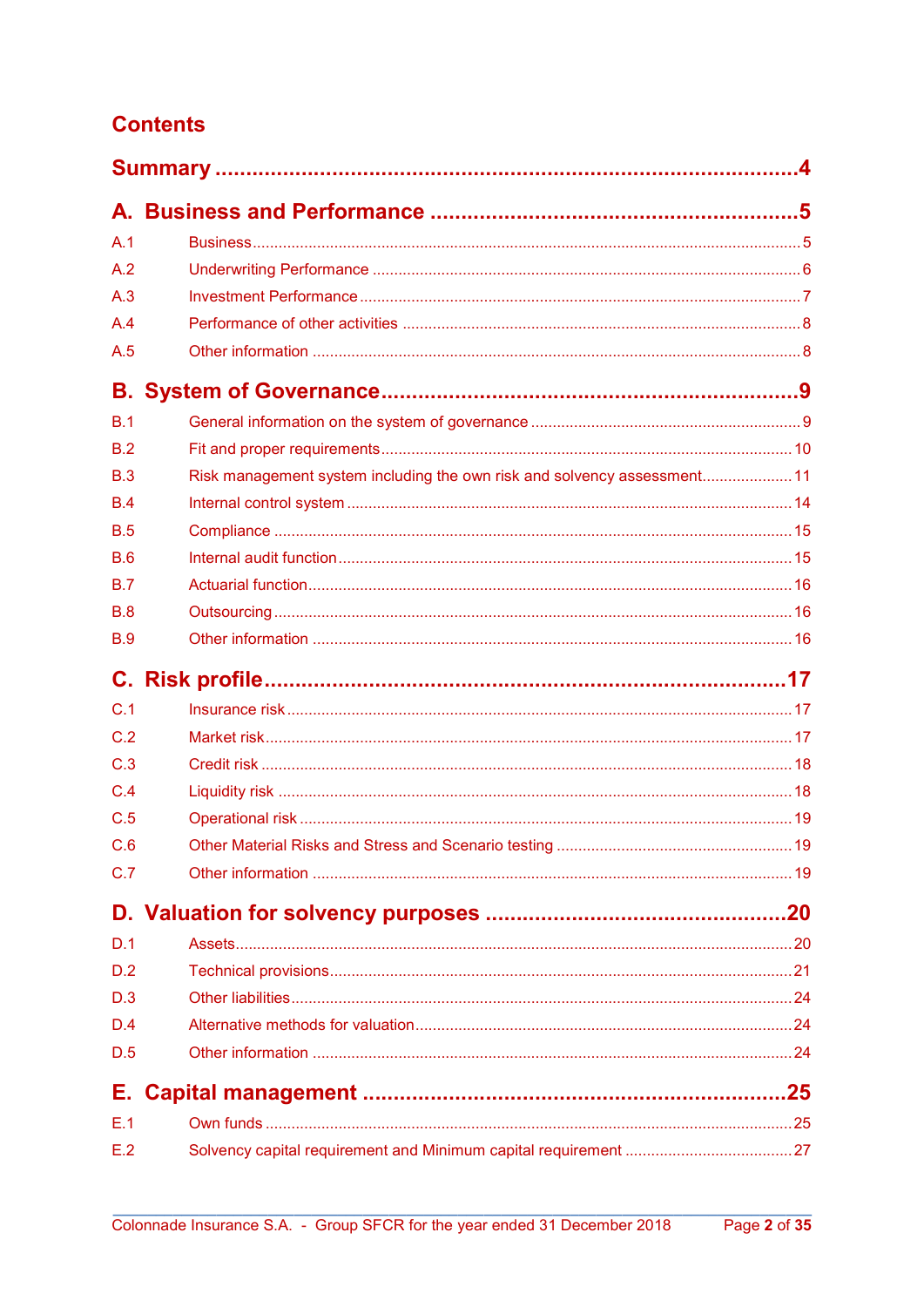# Contents

**Summary** ... 4

**A. Business and Performance** ... 5

| | | |
|---|---|---|
| A.1 | Business | 5 |
| A.2 | Underwriting Performance | 6 |
| A.3 | Investment Performance | 7 |
| A.4 | Performance of other activities | 8 |
| A.5 | Other information | 8 |

**B. System of Governance** ... 9

| | | |
|---|---|---|
| B.1 | General information on the system of governance | 9 |
| B.2 | Fit and proper requirements | 10 |
| B.3 | Risk management system including the own risk and solvency assessment | 11 |
| B.4 | Internal control system | 14 |
| B.5 | Compliance | 15 |
| B.6 | Internal audit function | 15 |
| B.7 | Actuarial function | 16 |
| B.8 | Outsourcing | 16 |
| B.9 | Other information | 16 |

**C. Risk profile** ... 17

| | | |
|---|---|---|
| C.1 | Insurance risk | 17 |
| C.2 | Market risk | 17 |
| C.3 | Credit risk | 18 |
| C.4 | Liquidity risk | 18 |
| C.5 | Operational risk | 19 |
| C.6 | Other Material Risks and Stress and Scenario testing | 19 |
| C.7 | Other information | 19 |

**D. Valuation for solvency purposes** ... 20

| | | |
|---|---|---|
| D.1 | Assets | 20 |
| D.2 | Technical provisions | 21 |
| D.3 | Other liabilities | 24 |
| D.4 | Alternative methods for valuation | 24 |
| D.5 | Other information | 24 |

**E. Capital management** ... 25

| | | |
|---|---|---|
| E.1 | Own funds | 25 |
| E.2 | Solvency capital requirement and Minimum capital requirement | 27 |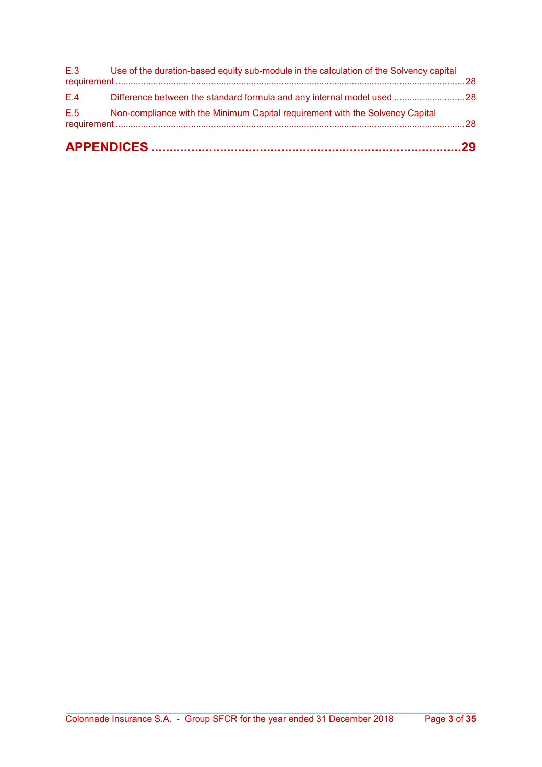E.3 Use of the duration-based equity sub-module in the calculation of the Solvency capital requirement ........ 28

E.4 Difference between the standard formula and any internal model used ........ 28

E.5 Non-compliance with the Minimum Capital requirement with the Solvency Capital requirement ........ 28

**APPENDICES ........ 29**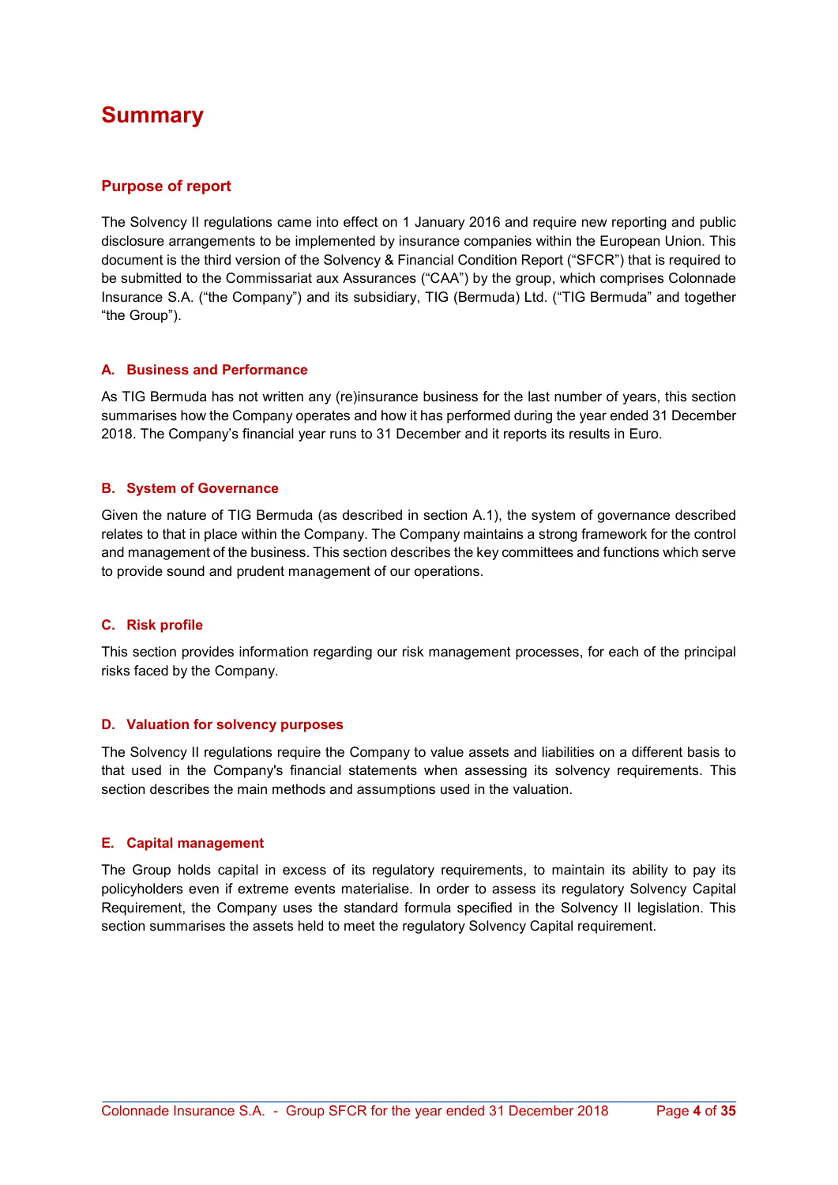# Summary

## Purpose of report

The Solvency II regulations came into effect on 1 January 2016 and require new reporting and public disclosure arrangements to be implemented by insurance companies within the European Union. This document is the third version of the Solvency & Financial Condition Report ("SFCR") that is required to be submitted to the Commissariat aux Assurances ("CAA") by the group, which comprises Colonnade Insurance S.A. ("the Company") and its subsidiary, TIG (Bermuda) Ltd. ("TIG Bermuda" and together "the Group").

### A. Business and Performance

As TIG Bermuda has not written any (re)insurance business for the last number of years, this section summarises how the Company operates and how it has performed during the year ended 31 December 2018. The Company's financial year runs to 31 December and it reports its results in Euro.

### B. System of Governance

Given the nature of TIG Bermuda (as described in section A.1), the system of governance described relates to that in place within the Company. The Company maintains a strong framework for the control and management of the business. This section describes the key committees and functions which serve to provide sound and prudent management of our operations.

### C. Risk profile

This section provides information regarding our risk management processes, for each of the principal risks faced by the Company.

### D. Valuation for solvency purposes

The Solvency II regulations require the Company to value assets and liabilities on a different basis to that used in the Company's financial statements when assessing its solvency requirements. This section describes the main methods and assumptions used in the valuation.

### E. Capital management

The Group holds capital in excess of its regulatory requirements, to maintain its ability to pay its policyholders even if extreme events materialise. In order to assess its regulatory Solvency Capital Requirement, the Company uses the standard formula specified in the Solvency II legislation. This section summarises the assets held to meet the regulatory Solvency Capital requirement.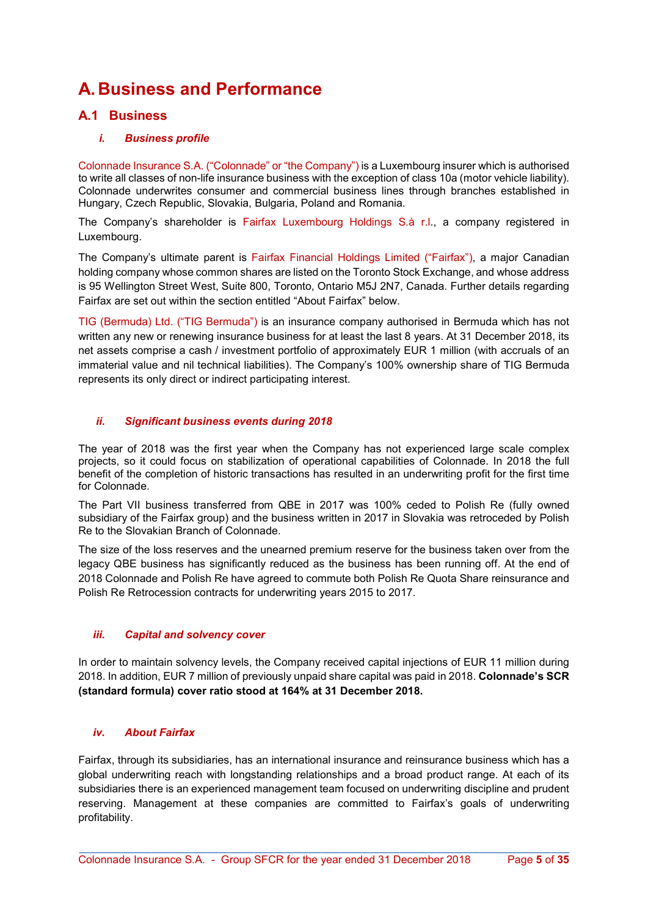# A. Business and Performance

## A.1 Business

### *i. Business profile*

Colonnade Insurance S.A. ("Colonnade" or "the Company") is a Luxembourg insurer which is authorised to write all classes of non-life insurance business with the exception of class 10a (motor vehicle liability). Colonnade underwrites consumer and commercial business lines through branches established in Hungary, Czech Republic, Slovakia, Bulgaria, Poland and Romania.

The Company's shareholder is Fairfax Luxembourg Holdings S.à r.l., a company registered in Luxembourg.

The Company's ultimate parent is Fairfax Financial Holdings Limited ("Fairfax"), a major Canadian holding company whose common shares are listed on the Toronto Stock Exchange, and whose address is 95 Wellington Street West, Suite 800, Toronto, Ontario M5J 2N7, Canada. Further details regarding Fairfax are set out within the section entitled "About Fairfax" below.

TIG (Bermuda) Ltd. ("TIG Bermuda") is an insurance company authorised in Bermuda which has not written any new or renewing insurance business for at least the last 8 years. At 31 December 2018, its net assets comprise a cash / investment portfolio of approximately EUR 1 million (with accruals of an immaterial value and nil technical liabilities). The Company's 100% ownership share of TIG Bermuda represents its only direct or indirect participating interest.

### *ii. Significant business events during 2018*

The year of 2018 was the first year when the Company has not experienced large scale complex projects, so it could focus on stabilization of operational capabilities of Colonnade. In 2018 the full benefit of the completion of historic transactions has resulted in an underwriting profit for the first time for Colonnade.

The Part VII business transferred from QBE in 2017 was 100% ceded to Polish Re (fully owned subsidiary of the Fairfax group) and the business written in 2017 in Slovakia was retroceded by Polish Re to the Slovakian Branch of Colonnade.

The size of the loss reserves and the unearned premium reserve for the business taken over from the legacy QBE business has significantly reduced as the business has been running off. At the end of 2018 Colonnade and Polish Re have agreed to commute both Polish Re Quota Share reinsurance and Polish Re Retrocession contracts for underwriting years 2015 to 2017.

### *iii. Capital and solvency cover*

In order to maintain solvency levels, the Company received capital injections of EUR 11 million during 2018. In addition, EUR 7 million of previously unpaid share capital was paid in 2018. **Colonnade's SCR (standard formula) cover ratio stood at 164% at 31 December 2018.**

### *iv. About Fairfax*

Fairfax, through its subsidiaries, has an international insurance and reinsurance business which has a global underwriting reach with longstanding relationships and a broad product range. At each of its subsidiaries there is an experienced management team focused on underwriting discipline and prudent reserving. Management at these companies are committed to Fairfax's goals of underwriting profitability.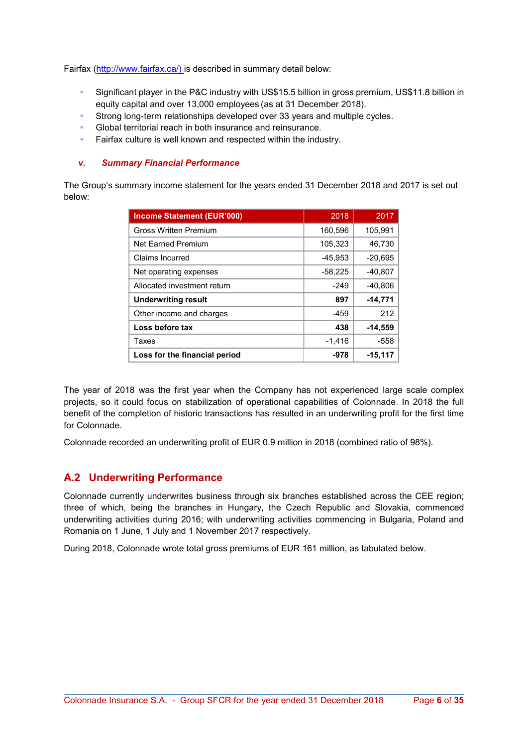Fairfax (http://www.fairfax.ca/) is described in summary detail below:

- Significant player in the P&C industry with US$15.5 billion in gross premium, US$11.8 billion in equity capital and over 13,000 employees (as at 31 December 2018).
- Strong long-term relationships developed over 33 years and multiple cycles.
- Global territorial reach in both insurance and reinsurance.
- Fairfax culture is well known and respected within the industry.

#### *v. Summary Financial Performance*

The Group's summary income statement for the years ended 31 December 2018 and 2017 is set out below:

| Income Statement (EUR'000) | 2018 | 2017 |
|---|---|---|
| Gross Written Premium | 160,596 | 105,991 |
| Net Earned Premium | 105,323 | 46,730 |
| Claims Incurred | -45,953 | -20,695 |
| Net operating expenses | -58,225 | -40,807 |
| Allocated investment return | -249 | -40,806 |
| **Underwriting result** | **897** | **-14,771** |
| Other income and charges | -459 | 212 |
| **Loss before tax** | **438** | **-14,559** |
| Taxes | -1,416 | -558 |
| **Loss for the financial period** | **-978** | **-15,117** |

The year of 2018 was the first year when the Company has not experienced large scale complex projects, so it could focus on stabilization of operational capabilities of Colonnade. In 2018 the full benefit of the completion of historic transactions has resulted in an underwriting profit for the first time for Colonnade.

Colonnade recorded an underwriting profit of EUR 0.9 million in 2018 (combined ratio of 98%).

## A.2 Underwriting Performance

Colonnade currently underwrites business through six branches established across the CEE region; three of which, being the branches in Hungary, the Czech Republic and Slovakia, commenced underwriting activities during 2016; with underwriting activities commencing in Bulgaria, Poland and Romania on 1 June, 1 July and 1 November 2017 respectively.

During 2018, Colonnade wrote total gross premiums of EUR 161 million, as tabulated below.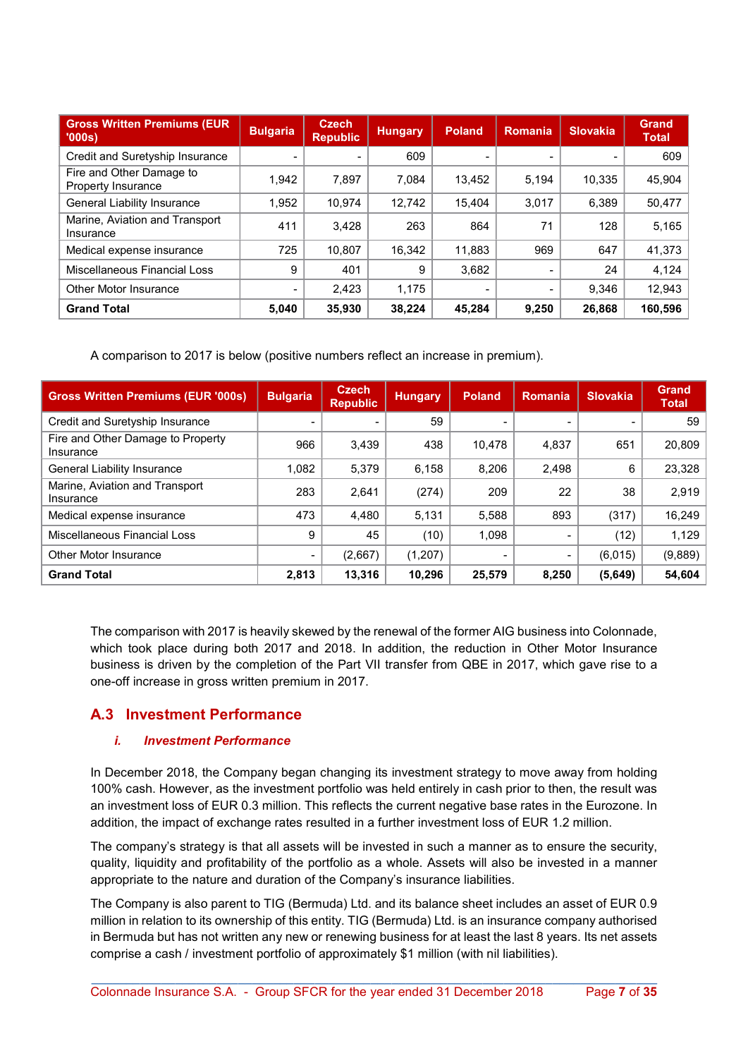| Gross Written Premiums (EUR '000s) | Bulgaria | Czech Republic | Hungary | Poland | Romania | Slovakia | Grand Total |
|---|---|---|---|---|---|---|---|
| Credit and Suretyship Insurance | - | - | 609 | - | - | - | 609 |
| Fire and Other Damage to Property Insurance | 1,942 | 7,897 | 7,084 | 13,452 | 5,194 | 10,335 | 45,904 |
| General Liability Insurance | 1,952 | 10,974 | 12,742 | 15,404 | 3,017 | 6,389 | 50,477 |
| Marine, Aviation and Transport Insurance | 411 | 3,428 | 263 | 864 | 71 | 128 | 5,165 |
| Medical expense insurance | 725 | 10,807 | 16,342 | 11,883 | 969 | 647 | 41,373 |
| Miscellaneous Financial Loss | 9 | 401 | 9 | 3,682 | - | 24 | 4,124 |
| Other Motor Insurance | - | 2,423 | 1,175 | - | - | 9,346 | 12,943 |
| **Grand Total** | **5,040** | **35,930** | **38,224** | **45,284** | **9,250** | **26,868** | **160,596** |

A comparison to 2017 is below (positive numbers reflect an increase in premium).

| Gross Written Premiums (EUR '000s) | Bulgaria | Czech Republic | Hungary | Poland | Romania | Slovakia | Grand Total |
|---|---|---|---|---|---|---|---|
| Credit and Suretyship Insurance | - | - | 59 | - | - | - | 59 |
| Fire and Other Damage to Property Insurance | 966 | 3,439 | 438 | 10,478 | 4,837 | 651 | 20,809 |
| General Liability Insurance | 1,082 | 5,379 | 6,158 | 8,206 | 2,498 | 6 | 23,328 |
| Marine, Aviation and Transport Insurance | 283 | 2,641 | (274) | 209 | 22 | 38 | 2,919 |
| Medical expense insurance | 473 | 4,480 | 5,131 | 5,588 | 893 | (317) | 16,249 |
| Miscellaneous Financial Loss | 9 | 45 | (10) | 1,098 | - | (12) | 1,129 |
| Other Motor Insurance | - | (2,667) | (1,207) | - | - | (6,015) | (9,889) |
| **Grand Total** | **2,813** | **13,316** | **10,296** | **25,579** | **8,250** | **(5,649)** | **54,604** |

The comparison with 2017 is heavily skewed by the renewal of the former AIG business into Colonnade, which took place during both 2017 and 2018. In addition, the reduction in Other Motor Insurance business is driven by the completion of the Part VII transfer from QBE in 2017, which gave rise to a one-off increase in gross written premium in 2017.

## A.3 Investment Performance

### *i. Investment Performance*

In December 2018, the Company began changing its investment strategy to move away from holding 100% cash. However, as the investment portfolio was held entirely in cash prior to then, the result was an investment loss of EUR 0.3 million. This reflects the current negative base rates in the Eurozone. In addition, the impact of exchange rates resulted in a further investment loss of EUR 1.2 million.

The company's strategy is that all assets will be invested in such a manner as to ensure the security, quality, liquidity and profitability of the portfolio as a whole. Assets will also be invested in a manner appropriate to the nature and duration of the Company's insurance liabilities.

The Company is also parent to TIG (Bermuda) Ltd. and its balance sheet includes an asset of EUR 0.9 million in relation to its ownership of this entity. TIG (Bermuda) Ltd. is an insurance company authorised in Bermuda but has not written any new or renewing business for at least the last 8 years. Its net assets comprise a cash / investment portfolio of approximately $1 million (with nil liabilities).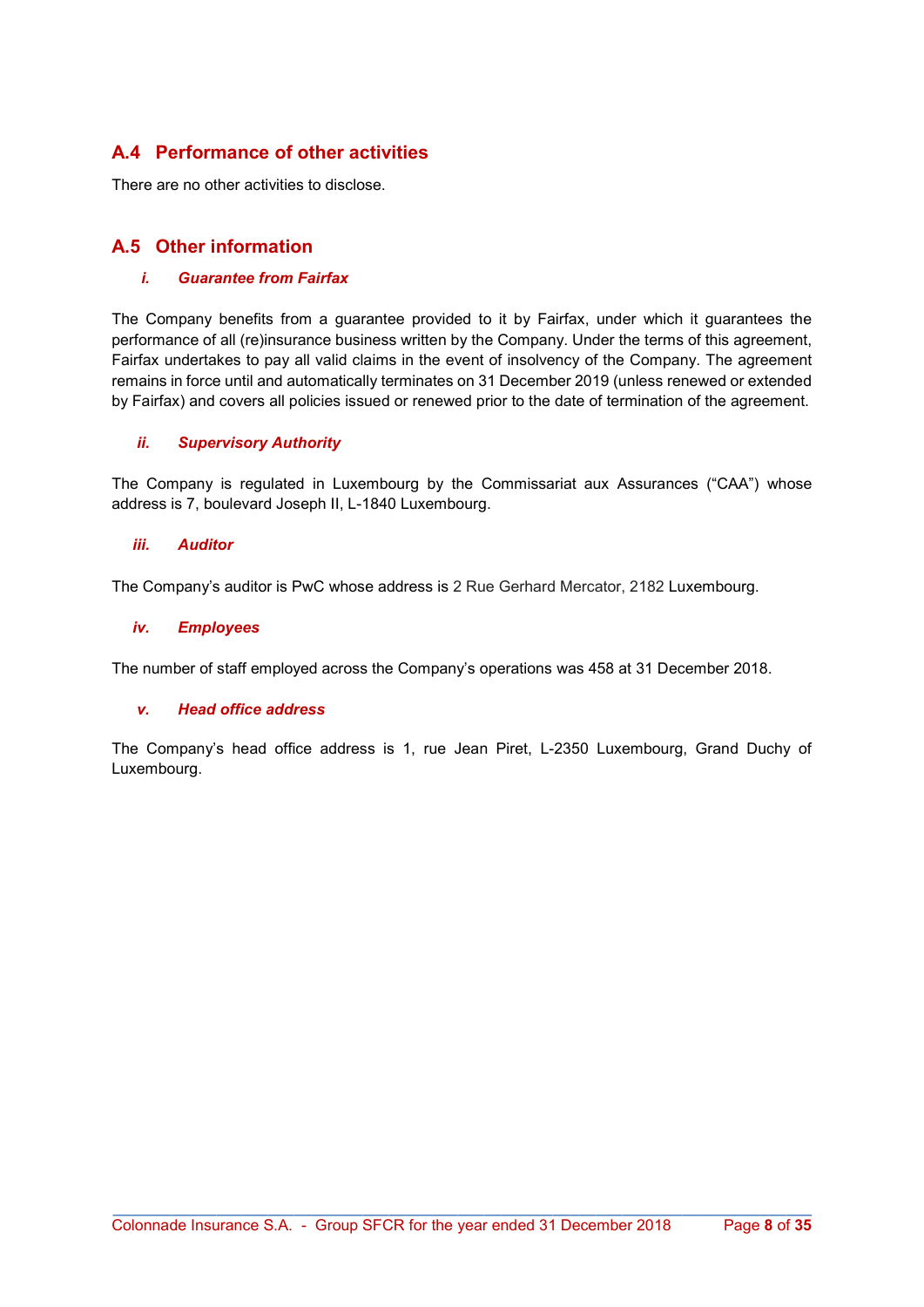## A.4 Performance of other activities

There are no other activities to disclose.

## A.5 Other information

### *i. Guarantee from Fairfax*

The Company benefits from a guarantee provided to it by Fairfax, under which it guarantees the performance of all (re)insurance business written by the Company. Under the terms of this agreement, Fairfax undertakes to pay all valid claims in the event of insolvency of the Company. The agreement remains in force until and automatically terminates on 31 December 2019 (unless renewed or extended by Fairfax) and covers all policies issued or renewed prior to the date of termination of the agreement.

### *ii. Supervisory Authority*

The Company is regulated in Luxembourg by the Commissariat aux Assurances ("CAA") whose address is 7, boulevard Joseph II, L-1840 Luxembourg.

### *iii. Auditor*

The Company's auditor is PwC whose address is 2 Rue Gerhard Mercator, 2182 Luxembourg.

### *iv. Employees*

The number of staff employed across the Company's operations was 458 at 31 December 2018.

### *v. Head office address*

The Company's head office address is 1, rue Jean Piret, L-2350 Luxembourg, Grand Duchy of Luxembourg.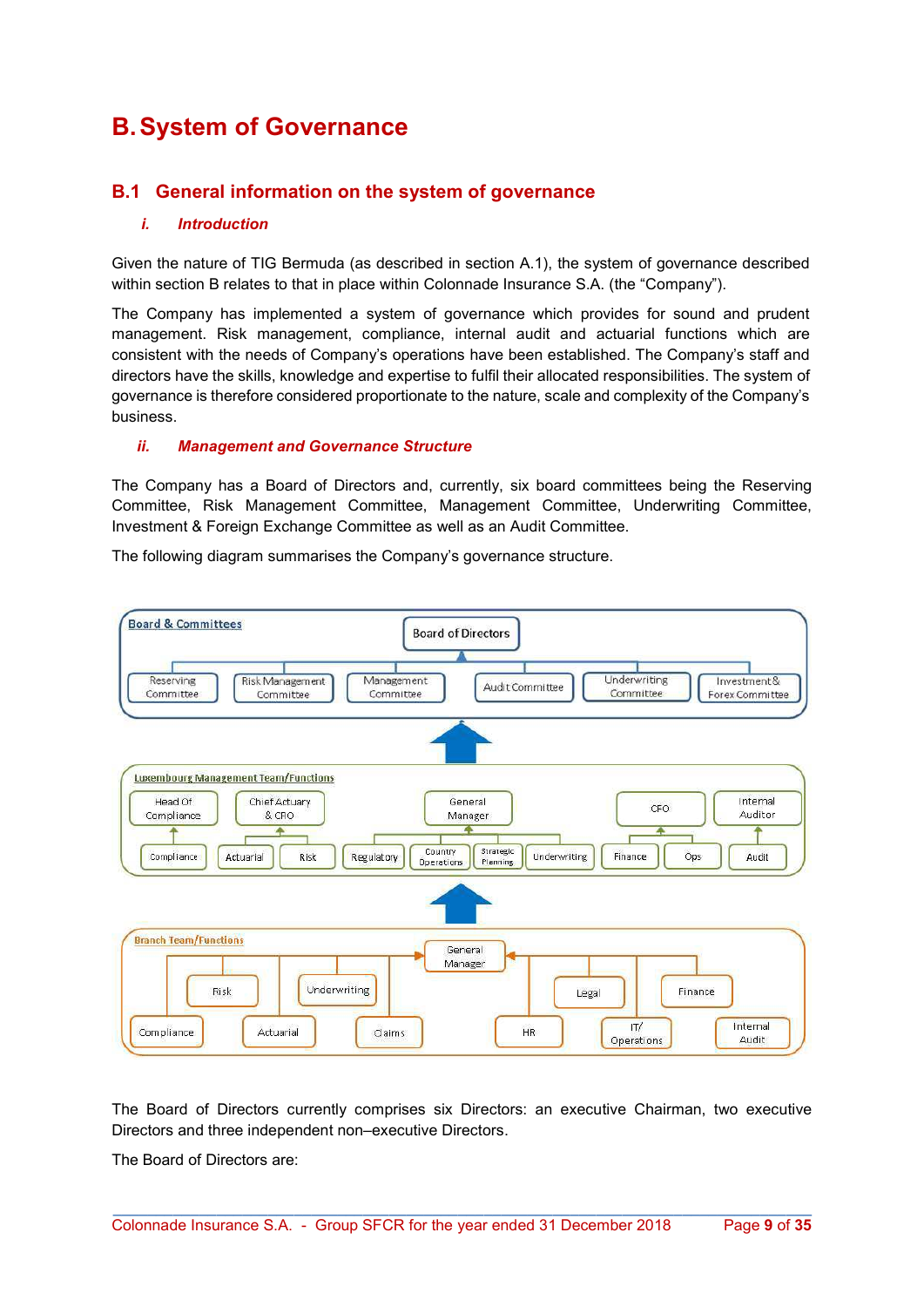# B. System of Governance

## B.1 General information on the system of governance

### *i. Introduction*

Given the nature of TIG Bermuda (as described in section A.1), the system of governance described within section B relates to that in place within Colonnade Insurance S.A. (the "Company").

The Company has implemented a system of governance which provides for sound and prudent management. Risk management, compliance, internal audit and actuarial functions which are consistent with the needs of Company's operations have been established. The Company's staff and directors have the skills, knowledge and expertise to fulfil their allocated responsibilities. The system of governance is therefore considered proportionate to the nature, scale and complexity of the Company's business.

### *ii. Management and Governance Structure*

The Company has a Board of Directors and, currently, six board committees being the Reserving Committee, Risk Management Committee, Management Committee, Underwriting Committee, Investment & Foreign Exchange Committee as well as an Audit Committee.

The following diagram summarises the Company's governance structure.

**Board & Committees**

- Board of Directors
  - Reserving Committee
  - Risk Management Committee
  - Management Committee
  - Audit Committee
  - Underwriting Committee
  - Investment & Forex Committee

**Luxembourg Management Team/Functions**

- Head Of Compliance
  - Compliance
- Chief Actuary & CRO
  - Actuarial
  - Risk
- General Manager
  - Regulatory
  - Country Operations
  - Strategic Planning
  - Underwriting
- CFO
  - Finance
  - Ops
- Internal Auditor
  - Audit

**Branch Team/Functions**

- General Manager
  - Risk
  - Underwriting
  - Compliance
  - Actuarial
  - Claims
  - HR
  - Legal
  - IT/ Operations
  - Finance
  - Internal Audit

The Board of Directors currently comprises six Directors: an executive Chairman, two executive Directors and three independent non–executive Directors.

The Board of Directors are: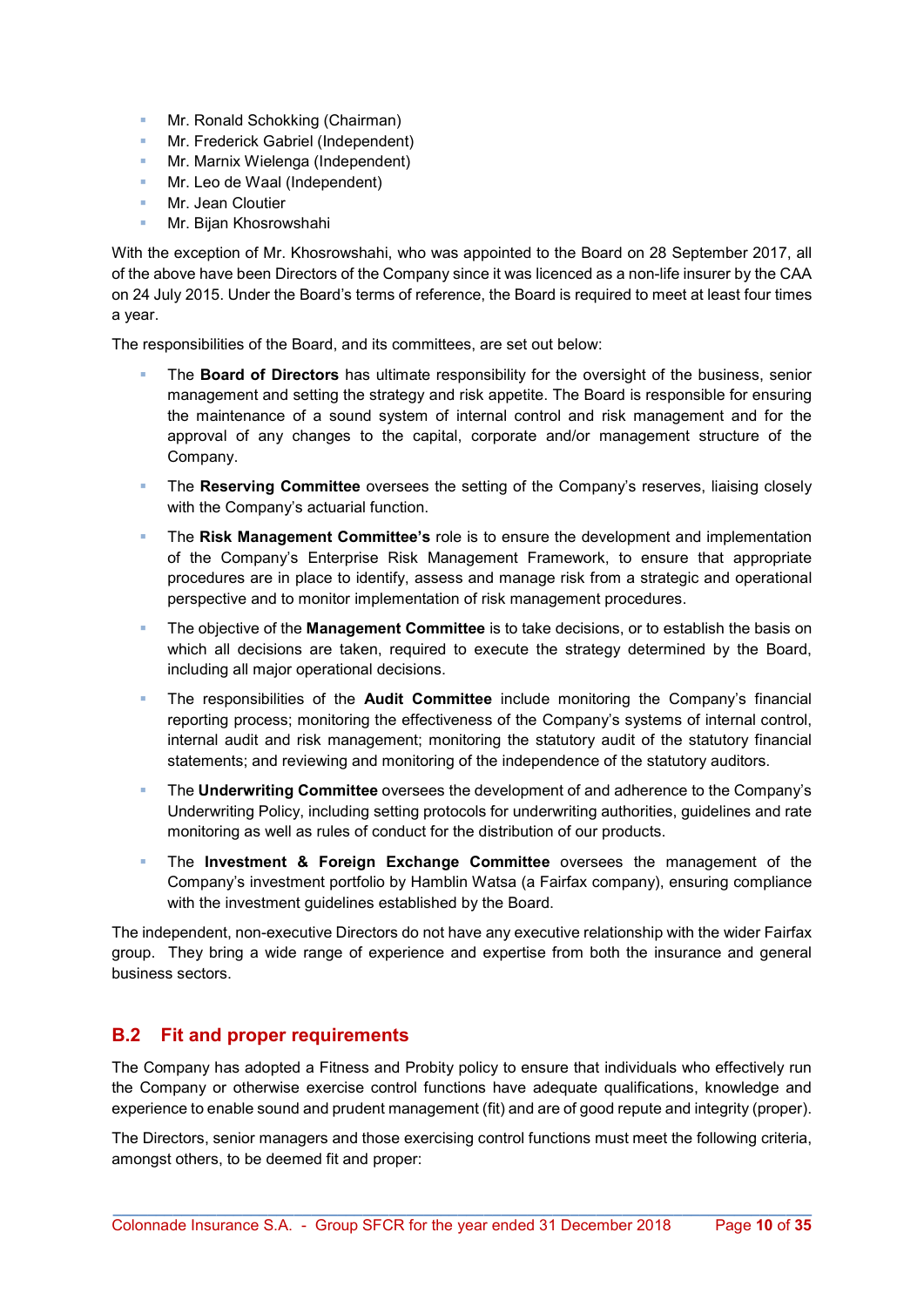- Mr. Ronald Schokking (Chairman)
- Mr. Frederick Gabriel (Independent)
- Mr. Marnix Wielenga (Independent)
- Mr. Leo de Waal (Independent)
- Mr. Jean Cloutier
- Mr. Bijan Khosrowshahi

With the exception of Mr. Khosrowshahi, who was appointed to the Board on 28 September 2017, all of the above have been Directors of the Company since it was licenced as a non-life insurer by the CAA on 24 July 2015. Under the Board's terms of reference, the Board is required to meet at least four times a year.

The responsibilities of the Board, and its committees, are set out below:

- The **Board of Directors** has ultimate responsibility for the oversight of the business, senior management and setting the strategy and risk appetite. The Board is responsible for ensuring the maintenance of a sound system of internal control and risk management and for the approval of any changes to the capital, corporate and/or management structure of the Company.
- The **Reserving Committee** oversees the setting of the Company's reserves, liaising closely with the Company's actuarial function.
- The **Risk Management Committee's** role is to ensure the development and implementation of the Company's Enterprise Risk Management Framework, to ensure that appropriate procedures are in place to identify, assess and manage risk from a strategic and operational perspective and to monitor implementation of risk management procedures.
- The objective of the **Management Committee** is to take decisions, or to establish the basis on which all decisions are taken, required to execute the strategy determined by the Board, including all major operational decisions.
- The responsibilities of the **Audit Committee** include monitoring the Company's financial reporting process; monitoring the effectiveness of the Company's systems of internal control, internal audit and risk management; monitoring the statutory audit of the statutory financial statements; and reviewing and monitoring of the independence of the statutory auditors.
- The **Underwriting Committee** oversees the development of and adherence to the Company's Underwriting Policy, including setting protocols for underwriting authorities, guidelines and rate monitoring as well as rules of conduct for the distribution of our products.
- The **Investment & Foreign Exchange Committee** oversees the management of the Company's investment portfolio by Hamblin Watsa (a Fairfax company), ensuring compliance with the investment guidelines established by the Board.

The independent, non-executive Directors do not have any executive relationship with the wider Fairfax group. They bring a wide range of experience and expertise from both the insurance and general business sectors.

## B.2 Fit and proper requirements

The Company has adopted a Fitness and Probity policy to ensure that individuals who effectively run the Company or otherwise exercise control functions have adequate qualifications, knowledge and experience to enable sound and prudent management (fit) and are of good repute and integrity (proper).

The Directors, senior managers and those exercising control functions must meet the following criteria, amongst others, to be deemed fit and proper: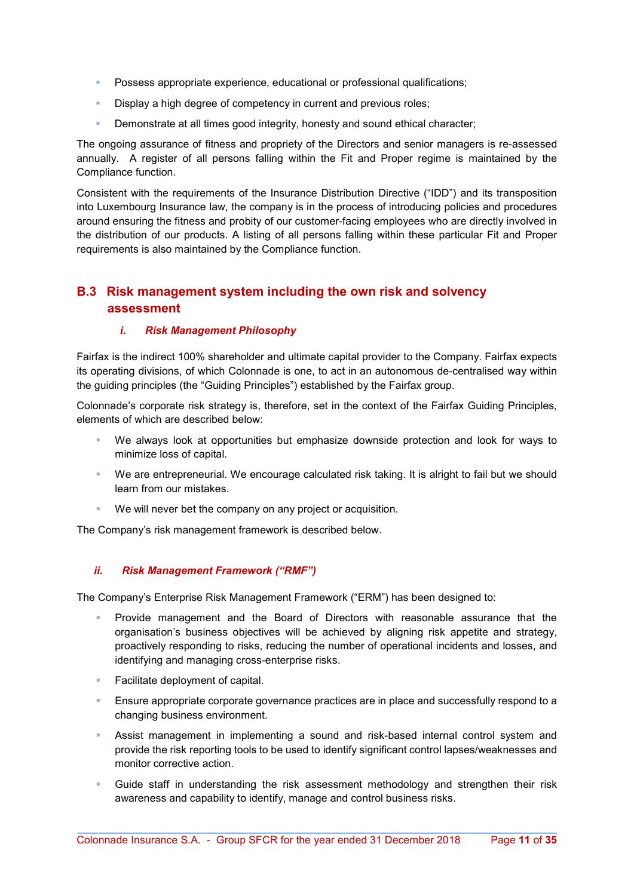- Possess appropriate experience, educational or professional qualifications;
- Display a high degree of competency in current and previous roles;
- Demonstrate at all times good integrity, honesty and sound ethical character;

The ongoing assurance of fitness and propriety of the Directors and senior managers is re-assessed annually. A register of all persons falling within the Fit and Proper regime is maintained by the Compliance function.

Consistent with the requirements of the Insurance Distribution Directive ("IDD") and its transposition into Luxembourg Insurance law, the company is in the process of introducing policies and procedures around ensuring the fitness and probity of our customer-facing employees who are directly involved in the distribution of our products. A listing of all persons falling within these particular Fit and Proper requirements is also maintained by the Compliance function.

## B.3 Risk management system including the own risk and solvency assessment

### *i. Risk Management Philosophy*

Fairfax is the indirect 100% shareholder and ultimate capital provider to the Company. Fairfax expects its operating divisions, of which Colonnade is one, to act in an autonomous de-centralised way within the guiding principles (the "Guiding Principles") established by the Fairfax group.

Colonnade's corporate risk strategy is, therefore, set in the context of the Fairfax Guiding Principles, elements of which are described below:

- We always look at opportunities but emphasize downside protection and look for ways to minimize loss of capital.
- We are entrepreneurial. We encourage calculated risk taking. It is alright to fail but we should learn from our mistakes.
- We will never bet the company on any project or acquisition.

The Company's risk management framework is described below.

### *ii. Risk Management Framework ("RMF")*

The Company's Enterprise Risk Management Framework ("ERM") has been designed to:

- Provide management and the Board of Directors with reasonable assurance that the organisation's business objectives will be achieved by aligning risk appetite and strategy, proactively responding to risks, reducing the number of operational incidents and losses, and identifying and managing cross-enterprise risks.
- Facilitate deployment of capital.
- Ensure appropriate corporate governance practices are in place and successfully respond to a changing business environment.
- Assist management in implementing a sound and risk-based internal control system and provide the risk reporting tools to be used to identify significant control lapses/weaknesses and monitor corrective action.
- Guide staff in understanding the risk assessment methodology and strengthen their risk awareness and capability to identify, manage and control business risks.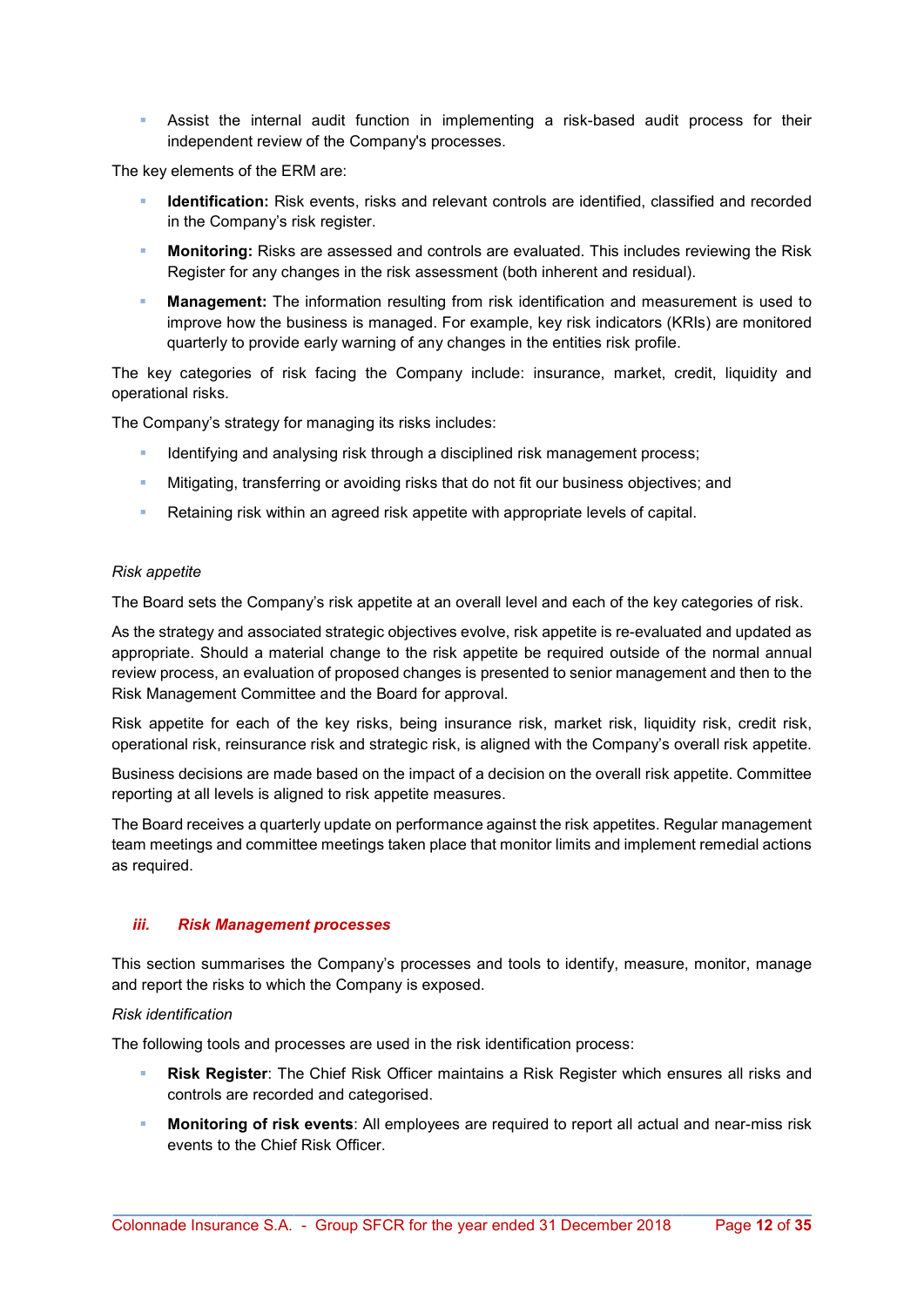- Assist the internal audit function in implementing a risk-based audit process for their independent review of the Company's processes.

The key elements of the ERM are:

- **Identification:** Risk events, risks and relevant controls are identified, classified and recorded in the Company's risk register.
- **Monitoring:** Risks are assessed and controls are evaluated. This includes reviewing the Risk Register for any changes in the risk assessment (both inherent and residual).
- **Management:** The information resulting from risk identification and measurement is used to improve how the business is managed. For example, key risk indicators (KRIs) are monitored quarterly to provide early warning of any changes in the entities risk profile.

The key categories of risk facing the Company include: insurance, market, credit, liquidity and operational risks.

The Company's strategy for managing its risks includes:

- Identifying and analysing risk through a disciplined risk management process;
- Mitigating, transferring or avoiding risks that do not fit our business objectives; and
- Retaining risk within an agreed risk appetite with appropriate levels of capital.

*Risk appetite*

The Board sets the Company's risk appetite at an overall level and each of the key categories of risk.

As the strategy and associated strategic objectives evolve, risk appetite is re-evaluated and updated as appropriate. Should a material change to the risk appetite be required outside of the normal annual review process, an evaluation of proposed changes is presented to senior management and then to the Risk Management Committee and the Board for approval.

Risk appetite for each of the key risks, being insurance risk, market risk, liquidity risk, credit risk, operational risk, reinsurance risk and strategic risk, is aligned with the Company's overall risk appetite.

Business decisions are made based on the impact of a decision on the overall risk appetite. Committee reporting at all levels is aligned to risk appetite measures.

The Board receives a quarterly update on performance against the risk appetites. Regular management team meetings and committee meetings taken place that monitor limits and implement remedial actions as required.

### *iii. Risk Management processes*

This section summarises the Company's processes and tools to identify, measure, monitor, manage and report the risks to which the Company is exposed.

*Risk identification*

The following tools and processes are used in the risk identification process:

- **Risk Register**: The Chief Risk Officer maintains a Risk Register which ensures all risks and controls are recorded and categorised.
- **Monitoring of risk events**: All employees are required to report all actual and near-miss risk events to the Chief Risk Officer.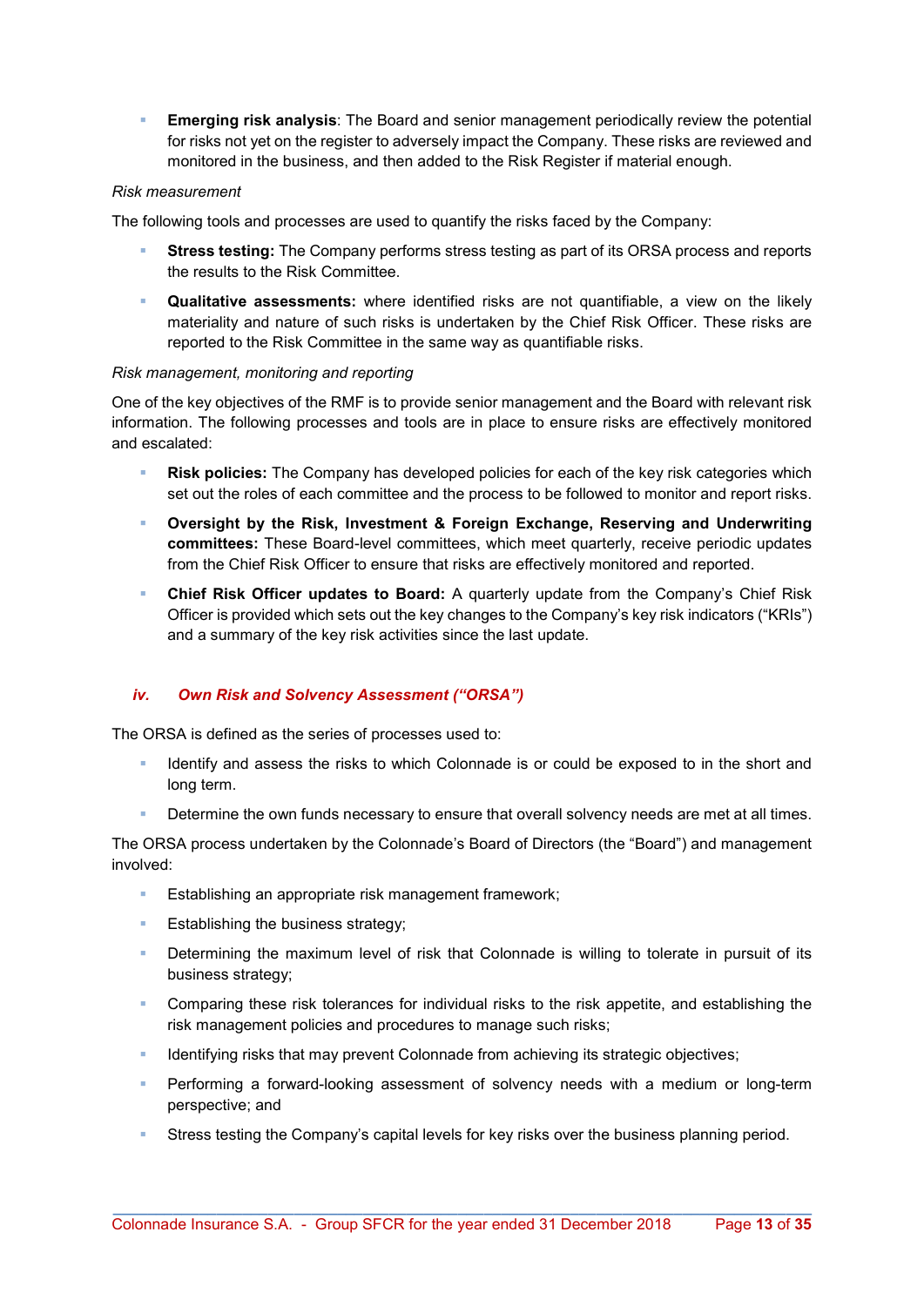- **Emerging risk analysis**: The Board and senior management periodically review the potential for risks not yet on the register to adversely impact the Company. These risks are reviewed and monitored in the business, and then added to the Risk Register if material enough.

*Risk measurement*

The following tools and processes are used to quantify the risks faced by the Company:

- **Stress testing:** The Company performs stress testing as part of its ORSA process and reports the results to the Risk Committee.
- **Qualitative assessments:** where identified risks are not quantifiable, a view on the likely materiality and nature of such risks is undertaken by the Chief Risk Officer. These risks are reported to the Risk Committee in the same way as quantifiable risks.

*Risk management, monitoring and reporting*

One of the key objectives of the RMF is to provide senior management and the Board with relevant risk information. The following processes and tools are in place to ensure risks are effectively monitored and escalated:

- **Risk policies:** The Company has developed policies for each of the key risk categories which set out the roles of each committee and the process to be followed to monitor and report risks.
- **Oversight by the Risk, Investment & Foreign Exchange, Reserving and Underwriting committees:** These Board-level committees, which meet quarterly, receive periodic updates from the Chief Risk Officer to ensure that risks are effectively monitored and reported.
- **Chief Risk Officer updates to Board:** A quarterly update from the Company's Chief Risk Officer is provided which sets out the key changes to the Company's key risk indicators ("KRIs") and a summary of the key risk activities since the last update.

### *iv. Own Risk and Solvency Assessment ("ORSA")*

The ORSA is defined as the series of processes used to:

- Identify and assess the risks to which Colonnade is or could be exposed to in the short and long term.
- Determine the own funds necessary to ensure that overall solvency needs are met at all times.

The ORSA process undertaken by the Colonnade's Board of Directors (the "Board") and management involved:

- Establishing an appropriate risk management framework;
- Establishing the business strategy;
- Determining the maximum level of risk that Colonnade is willing to tolerate in pursuit of its business strategy;
- Comparing these risk tolerances for individual risks to the risk appetite, and establishing the risk management policies and procedures to manage such risks;
- Identifying risks that may prevent Colonnade from achieving its strategic objectives;
- Performing a forward-looking assessment of solvency needs with a medium or long-term perspective; and
- Stress testing the Company's capital levels for key risks over the business planning period.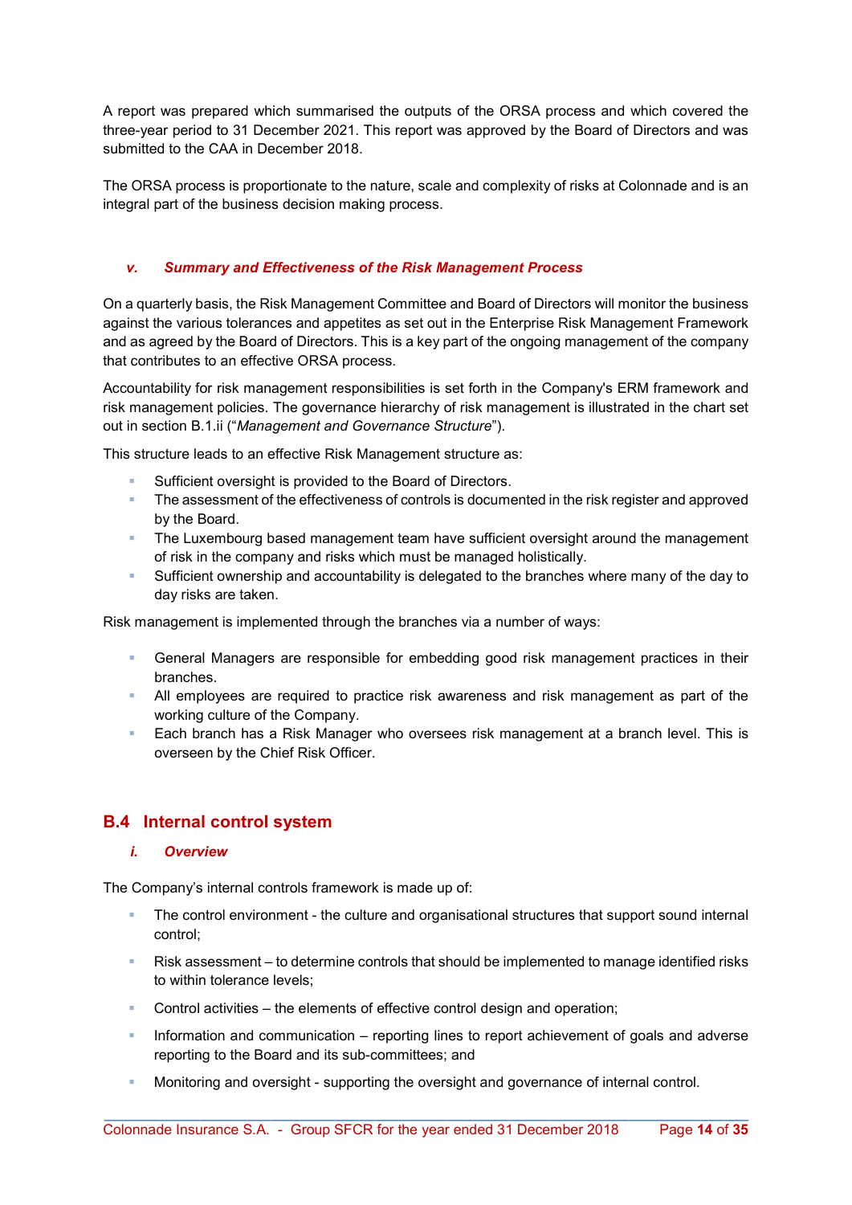A report was prepared which summarised the outputs of the ORSA process and which covered the three-year period to 31 December 2021. This report was approved by the Board of Directors and was submitted to the CAA in December 2018.

The ORSA process is proportionate to the nature, scale and complexity of risks at Colonnade and is an integral part of the business decision making process.

### *v. Summary and Effectiveness of the Risk Management Process*

On a quarterly basis, the Risk Management Committee and Board of Directors will monitor the business against the various tolerances and appetites as set out in the Enterprise Risk Management Framework and as agreed by the Board of Directors. This is a key part of the ongoing management of the company that contributes to an effective ORSA process.

Accountability for risk management responsibilities is set forth in the Company's ERM framework and risk management policies. The governance hierarchy of risk management is illustrated in the chart set out in section B.1.ii ("*Management and Governance Structure*").

This structure leads to an effective Risk Management structure as:

- Sufficient oversight is provided to the Board of Directors.
- The assessment of the effectiveness of controls is documented in the risk register and approved by the Board.
- The Luxembourg based management team have sufficient oversight around the management of risk in the company and risks which must be managed holistically.
- Sufficient ownership and accountability is delegated to the branches where many of the day to day risks are taken.

Risk management is implemented through the branches via a number of ways:

- General Managers are responsible for embedding good risk management practices in their branches.
- All employees are required to practice risk awareness and risk management as part of the working culture of the Company.
- Each branch has a Risk Manager who oversees risk management at a branch level. This is overseen by the Chief Risk Officer.

## B.4 Internal control system

### *i. Overview*

The Company's internal controls framework is made up of:

- The control environment - the culture and organisational structures that support sound internal control;
- Risk assessment – to determine controls that should be implemented to manage identified risks to within tolerance levels;
- Control activities – the elements of effective control design and operation;
- Information and communication – reporting lines to report achievement of goals and adverse reporting to the Board and its sub-committees; and
- Monitoring and oversight - supporting the oversight and governance of internal control.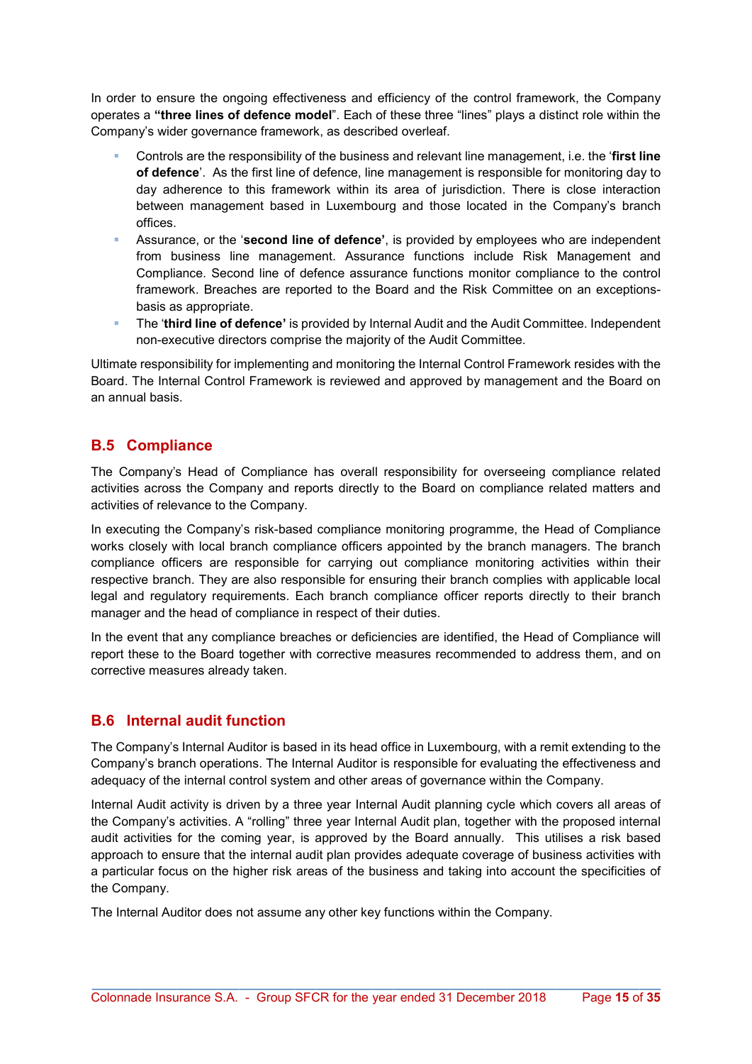In order to ensure the ongoing effectiveness and efficiency of the control framework, the Company operates a **"three lines of defence model**". Each of these three "lines" plays a distinct role within the Company's wider governance framework, as described overleaf.

- Controls are the responsibility of the business and relevant line management, i.e. the '**first line of defence**'. As the first line of defence, line management is responsible for monitoring day to day adherence to this framework within its area of jurisdiction. There is close interaction between management based in Luxembourg and those located in the Company's branch offices.
- Assurance, or the '**second line of defence'**, is provided by employees who are independent from business line management. Assurance functions include Risk Management and Compliance. Second line of defence assurance functions monitor compliance to the control framework. Breaches are reported to the Board and the Risk Committee on an exceptions-basis as appropriate.
- The '**third line of defence'** is provided by Internal Audit and the Audit Committee. Independent non-executive directors comprise the majority of the Audit Committee.

Ultimate responsibility for implementing and monitoring the Internal Control Framework resides with the Board. The Internal Control Framework is reviewed and approved by management and the Board on an annual basis.

## B.5 Compliance

The Company's Head of Compliance has overall responsibility for overseeing compliance related activities across the Company and reports directly to the Board on compliance related matters and activities of relevance to the Company.

In executing the Company's risk-based compliance monitoring programme, the Head of Compliance works closely with local branch compliance officers appointed by the branch managers. The branch compliance officers are responsible for carrying out compliance monitoring activities within their respective branch. They are also responsible for ensuring their branch complies with applicable local legal and regulatory requirements. Each branch compliance officer reports directly to their branch manager and the head of compliance in respect of their duties.

In the event that any compliance breaches or deficiencies are identified, the Head of Compliance will report these to the Board together with corrective measures recommended to address them, and on corrective measures already taken.

## B.6 Internal audit function

The Company's Internal Auditor is based in its head office in Luxembourg, with a remit extending to the Company's branch operations. The Internal Auditor is responsible for evaluating the effectiveness and adequacy of the internal control system and other areas of governance within the Company.

Internal Audit activity is driven by a three year Internal Audit planning cycle which covers all areas of the Company's activities. A "rolling" three year Internal Audit plan, together with the proposed internal audit activities for the coming year, is approved by the Board annually. This utilises a risk based approach to ensure that the internal audit plan provides adequate coverage of business activities with a particular focus on the higher risk areas of the business and taking into account the specificities of the Company.

The Internal Auditor does not assume any other key functions within the Company.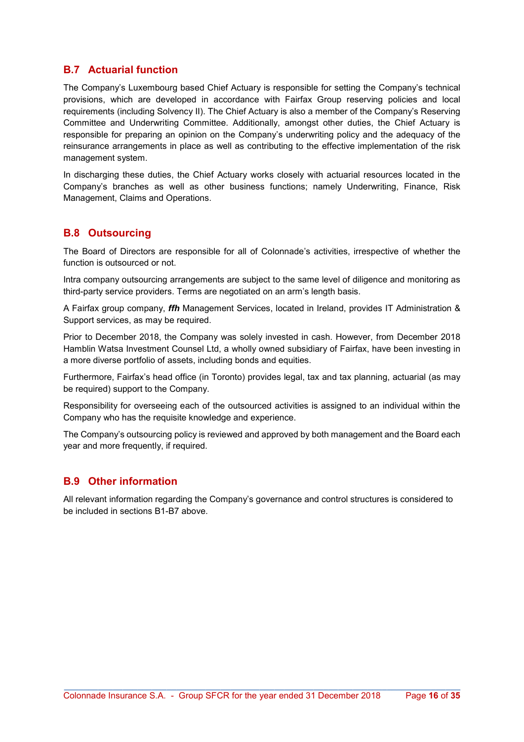## B.7 Actuarial function

The Company's Luxembourg based Chief Actuary is responsible for setting the Company's technical provisions, which are developed in accordance with Fairfax Group reserving policies and local requirements (including Solvency II). The Chief Actuary is also a member of the Company's Reserving Committee and Underwriting Committee. Additionally, amongst other duties, the Chief Actuary is responsible for preparing an opinion on the Company's underwriting policy and the adequacy of the reinsurance arrangements in place as well as contributing to the effective implementation of the risk management system.

In discharging these duties, the Chief Actuary works closely with actuarial resources located in the Company's branches as well as other business functions; namely Underwriting, Finance, Risk Management, Claims and Operations.

## B.8 Outsourcing

The Board of Directors are responsible for all of Colonnade's activities, irrespective of whether the function is outsourced or not.

Intra company outsourcing arrangements are subject to the same level of diligence and monitoring as third-party service providers. Terms are negotiated on an arm's length basis.

A Fairfax group company, ***ffh*** Management Services, located in Ireland, provides IT Administration & Support services, as may be required.

Prior to December 2018, the Company was solely invested in cash. However, from December 2018 Hamblin Watsa Investment Counsel Ltd, a wholly owned subsidiary of Fairfax, have been investing in a more diverse portfolio of assets, including bonds and equities.

Furthermore, Fairfax's head office (in Toronto) provides legal, tax and tax planning, actuarial (as may be required) support to the Company.

Responsibility for overseeing each of the outsourced activities is assigned to an individual within the Company who has the requisite knowledge and experience.

The Company's outsourcing policy is reviewed and approved by both management and the Board each year and more frequently, if required.

## B.9 Other information

All relevant information regarding the Company's governance and control structures is considered to be included in sections B1-B7 above.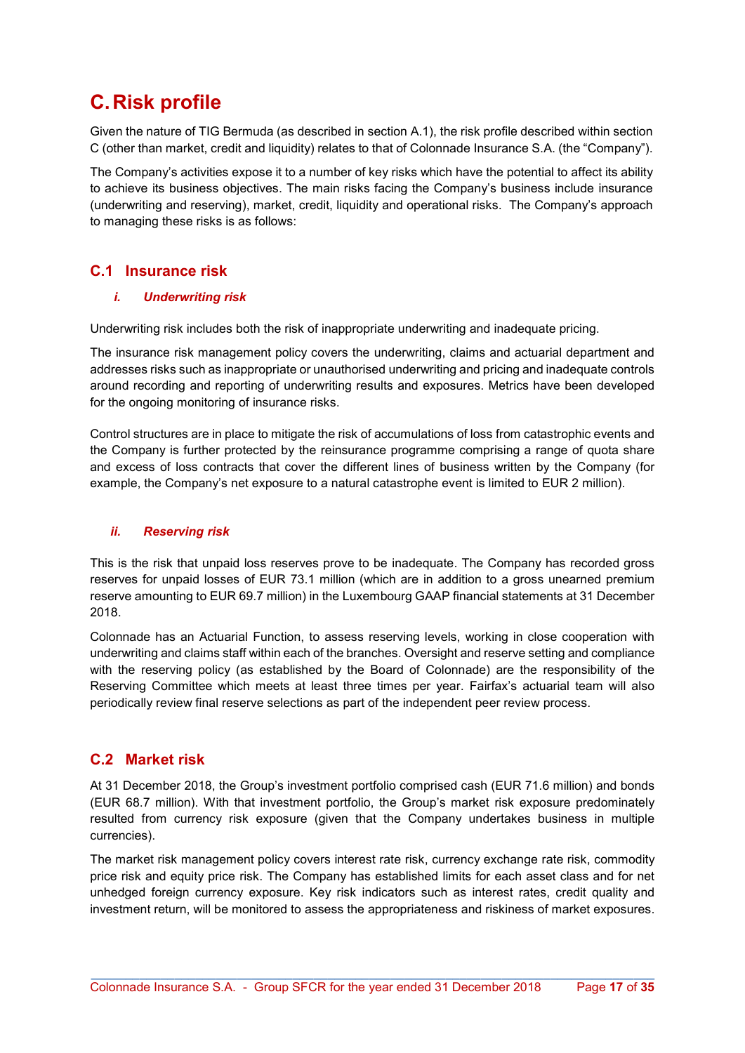# C. Risk profile

Given the nature of TIG Bermuda (as described in section A.1), the risk profile described within section C (other than market, credit and liquidity) relates to that of Colonnade Insurance S.A. (the "Company").

The Company's activities expose it to a number of key risks which have the potential to affect its ability to achieve its business objectives. The main risks facing the Company's business include insurance (underwriting and reserving), market, credit, liquidity and operational risks. The Company's approach to managing these risks is as follows:

## C.1 Insurance risk

### *i. Underwriting risk*

Underwriting risk includes both the risk of inappropriate underwriting and inadequate pricing.

The insurance risk management policy covers the underwriting, claims and actuarial department and addresses risks such as inappropriate or unauthorised underwriting and pricing and inadequate controls around recording and reporting of underwriting results and exposures. Metrics have been developed for the ongoing monitoring of insurance risks.

Control structures are in place to mitigate the risk of accumulations of loss from catastrophic events and the Company is further protected by the reinsurance programme comprising a range of quota share and excess of loss contracts that cover the different lines of business written by the Company (for example, the Company's net exposure to a natural catastrophe event is limited to EUR 2 million).

### *ii. Reserving risk*

This is the risk that unpaid loss reserves prove to be inadequate. The Company has recorded gross reserves for unpaid losses of EUR 73.1 million (which are in addition to a gross unearned premium reserve amounting to EUR 69.7 million) in the Luxembourg GAAP financial statements at 31 December 2018.

Colonnade has an Actuarial Function, to assess reserving levels, working in close cooperation with underwriting and claims staff within each of the branches. Oversight and reserve setting and compliance with the reserving policy (as established by the Board of Colonnade) are the responsibility of the Reserving Committee which meets at least three times per year. Fairfax's actuarial team will also periodically review final reserve selections as part of the independent peer review process.

## C.2 Market risk

At 31 December 2018, the Group's investment portfolio comprised cash (EUR 71.6 million) and bonds (EUR 68.7 million). With that investment portfolio, the Group's market risk exposure predominately resulted from currency risk exposure (given that the Company undertakes business in multiple currencies).

The market risk management policy covers interest rate risk, currency exchange rate risk, commodity price risk and equity price risk. The Company has established limits for each asset class and for net unhedged foreign currency exposure. Key risk indicators such as interest rates, credit quality and investment return, will be monitored to assess the appropriateness and riskiness of market exposures.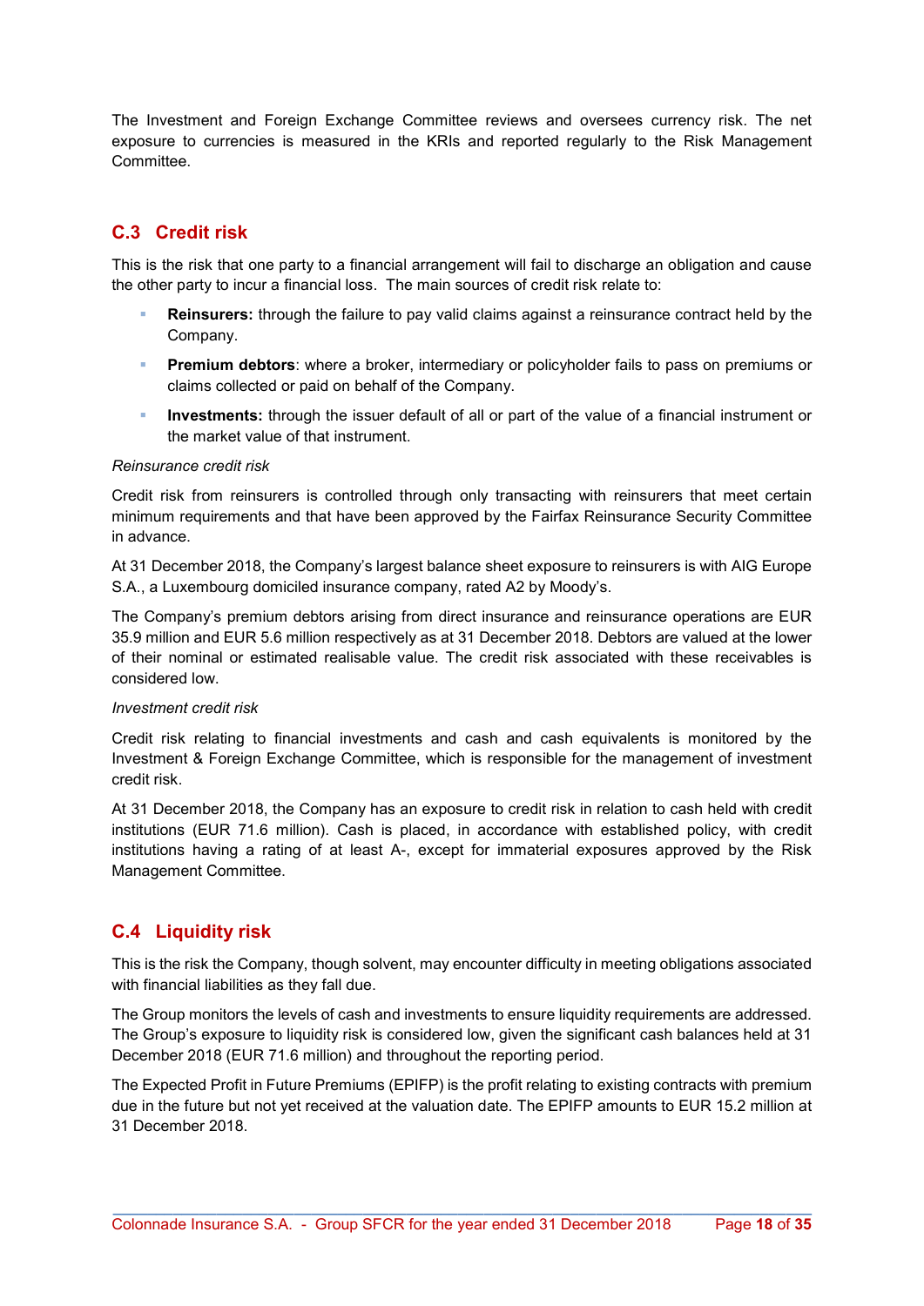The Investment and Foreign Exchange Committee reviews and oversees currency risk. The net exposure to currencies is measured in the KRIs and reported regularly to the Risk Management Committee.

## C.3 Credit risk

This is the risk that one party to a financial arrangement will fail to discharge an obligation and cause the other party to incur a financial loss. The main sources of credit risk relate to:

- **Reinsurers:** through the failure to pay valid claims against a reinsurance contract held by the Company.
- **Premium debtors**: where a broker, intermediary or policyholder fails to pass on premiums or claims collected or paid on behalf of the Company.
- **Investments:** through the issuer default of all or part of the value of a financial instrument or the market value of that instrument.

*Reinsurance credit risk*

Credit risk from reinsurers is controlled through only transacting with reinsurers that meet certain minimum requirements and that have been approved by the Fairfax Reinsurance Security Committee in advance.

At 31 December 2018, the Company's largest balance sheet exposure to reinsurers is with AIG Europe S.A., a Luxembourg domiciled insurance company, rated A2 by Moody's.

The Company's premium debtors arising from direct insurance and reinsurance operations are EUR 35.9 million and EUR 5.6 million respectively as at 31 December 2018. Debtors are valued at the lower of their nominal or estimated realisable value. The credit risk associated with these receivables is considered low.

*Investment credit risk*

Credit risk relating to financial investments and cash and cash equivalents is monitored by the Investment & Foreign Exchange Committee, which is responsible for the management of investment credit risk.

At 31 December 2018, the Company has an exposure to credit risk in relation to cash held with credit institutions (EUR 71.6 million). Cash is placed, in accordance with established policy, with credit institutions having a rating of at least A-, except for immaterial exposures approved by the Risk Management Committee.

## C.4 Liquidity risk

This is the risk the Company, though solvent, may encounter difficulty in meeting obligations associated with financial liabilities as they fall due.

The Group monitors the levels of cash and investments to ensure liquidity requirements are addressed. The Group's exposure to liquidity risk is considered low, given the significant cash balances held at 31 December 2018 (EUR 71.6 million) and throughout the reporting period.

The Expected Profit in Future Premiums (EPIFP) is the profit relating to existing contracts with premium due in the future but not yet received at the valuation date. The EPIFP amounts to EUR 15.2 million at 31 December 2018.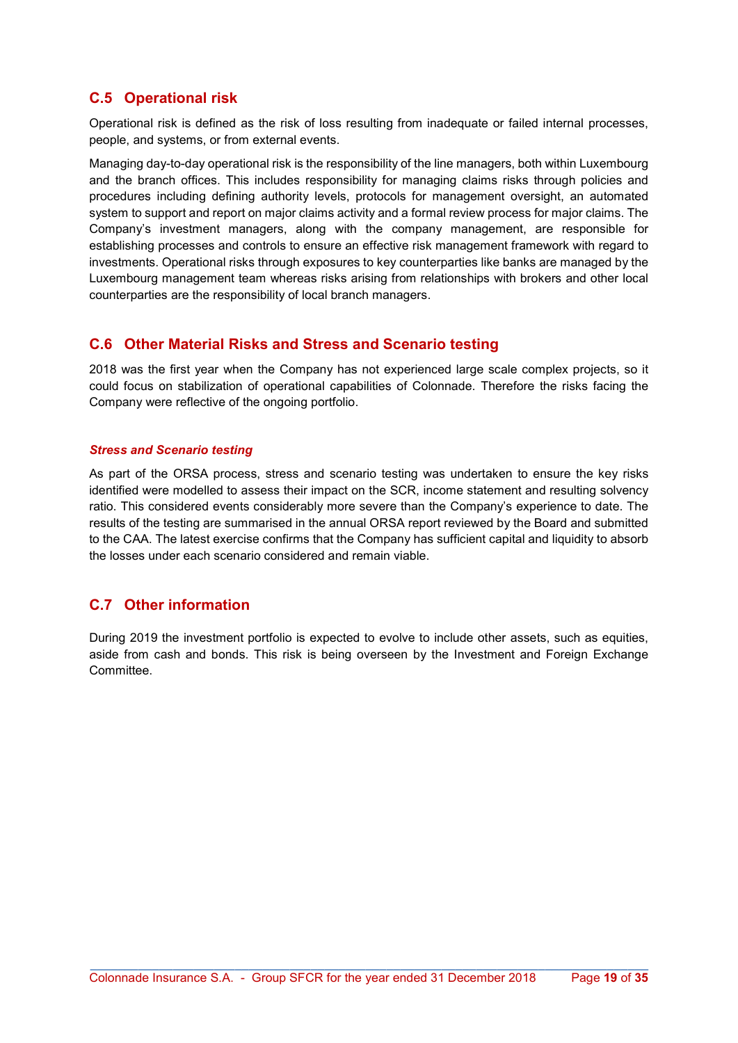## C.5 Operational risk

Operational risk is defined as the risk of loss resulting from inadequate or failed internal processes, people, and systems, or from external events.

Managing day-to-day operational risk is the responsibility of the line managers, both within Luxembourg and the branch offices. This includes responsibility for managing claims risks through policies and procedures including defining authority levels, protocols for management oversight, an automated system to support and report on major claims activity and a formal review process for major claims. The Company's investment managers, along with the company management, are responsible for establishing processes and controls to ensure an effective risk management framework with regard to investments. Operational risks through exposures to key counterparties like banks are managed by the Luxembourg management team whereas risks arising from relationships with brokers and other local counterparties are the responsibility of local branch managers.

## C.6 Other Material Risks and Stress and Scenario testing

2018 was the first year when the Company has not experienced large scale complex projects, so it could focus on stabilization of operational capabilities of Colonnade. Therefore the risks facing the Company were reflective of the ongoing portfolio.

***Stress and Scenario testing***

As part of the ORSA process, stress and scenario testing was undertaken to ensure the key risks identified were modelled to assess their impact on the SCR, income statement and resulting solvency ratio. This considered events considerably more severe than the Company's experience to date. The results of the testing are summarised in the annual ORSA report reviewed by the Board and submitted to the CAA. The latest exercise confirms that the Company has sufficient capital and liquidity to absorb the losses under each scenario considered and remain viable.

## C.7 Other information

During 2019 the investment portfolio is expected to evolve to include other assets, such as equities, aside from cash and bonds. This risk is being overseen by the Investment and Foreign Exchange Committee.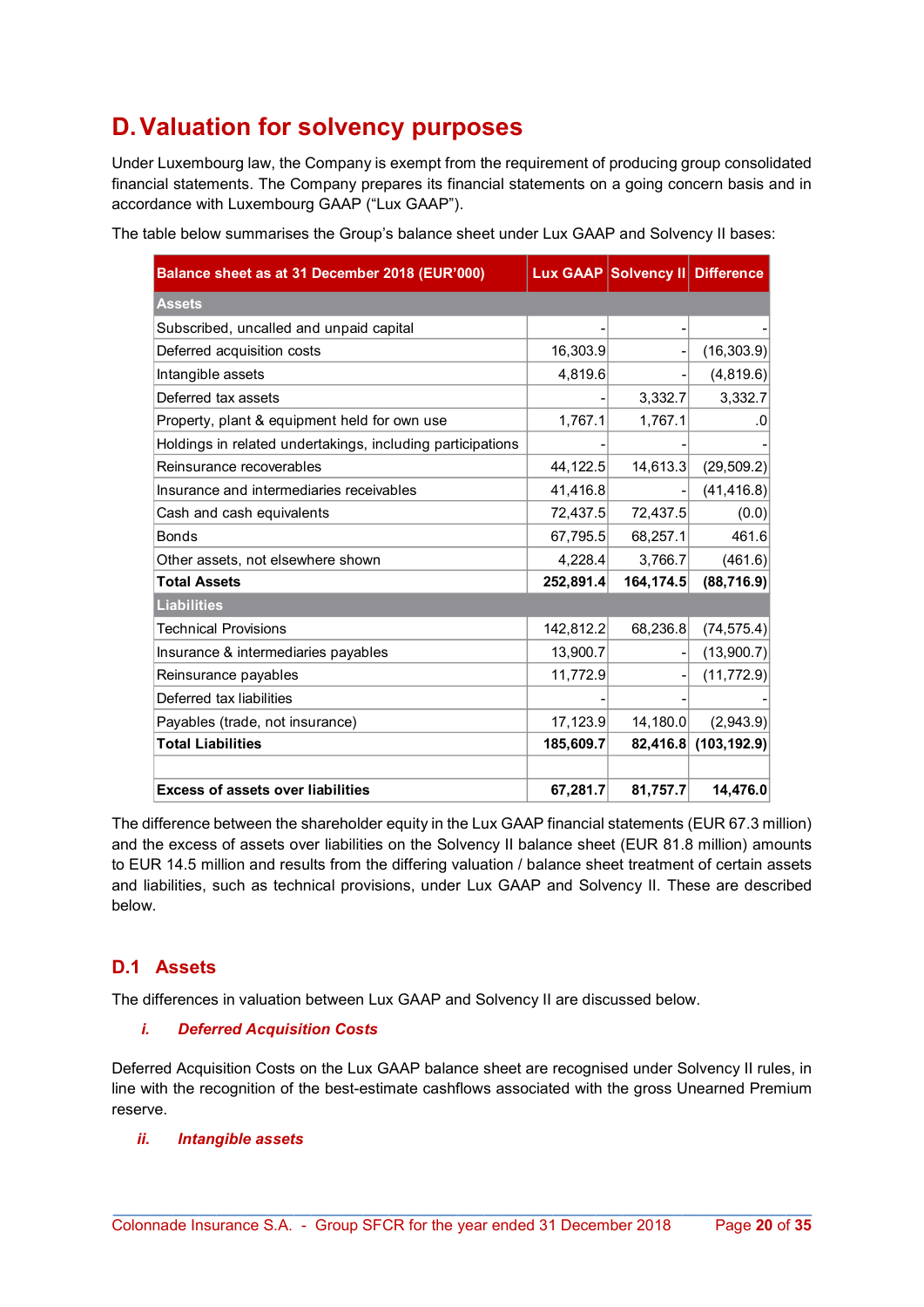# D. Valuation for solvency purposes

Under Luxembourg law, the Company is exempt from the requirement of producing group consolidated financial statements. The Company prepares its financial statements on a going concern basis and in accordance with Luxembourg GAAP ("Lux GAAP").

The table below summarises the Group's balance sheet under Lux GAAP and Solvency II bases:

| Balance sheet as at 31 December 2018 (EUR'000) | Lux GAAP | Solvency II | Difference |
|---|---|---|---|
| **Assets** | | | |
| Subscribed, uncalled and unpaid capital | - | - | - |
| Deferred acquisition costs | 16,303.9 | - | (16,303.9) |
| Intangible assets | 4,819.6 | - | (4,819.6) |
| Deferred tax assets | - | 3,332.7 | 3,332.7 |
| Property, plant & equipment held for own use | 1,767.1 | 1,767.1 | .0 |
| Holdings in related undertakings, including participations | - | - | - |
| Reinsurance recoverables | 44,122.5 | 14,613.3 | (29,509.2) |
| Insurance and intermediaries receivables | 41,416.8 | - | (41,416.8) |
| Cash and cash equivalents | 72,437.5 | 72,437.5 | (0.0) |
| Bonds | 67,795.5 | 68,257.1 | 461.6 |
| Other assets, not elsewhere shown | 4,228.4 | 3,766.7 | (461.6) |
| **Total Assets** | **252,891.4** | **164,174.5** | **(88,716.9)** |
| **Liabilities** | | | |
| Technical Provisions | 142,812.2 | 68,236.8 | (74,575.4) |
| Insurance & intermediaries payables | 13,900.7 | - | (13,900.7) |
| Reinsurance payables | 11,772.9 | - | (11,772.9) |
| Deferred tax liabilities | - | - | - |
| Payables (trade, not insurance) | 17,123.9 | 14,180.0 | (2,943.9) |
| **Total Liabilities** | **185,609.7** | **82,416.8** | **(103,192.9)** |
| | | | |
| **Excess of assets over liabilities** | **67,281.7** | **81,757.7** | **14,476.0** |

The difference between the shareholder equity in the Lux GAAP financial statements (EUR 67.3 million) and the excess of assets over liabilities on the Solvency II balance sheet (EUR 81.8 million) amounts to EUR 14.5 million and results from the differing valuation / balance sheet treatment of certain assets and liabilities, such as technical provisions, under Lux GAAP and Solvency II. These are described below.

## D.1 Assets

The differences in valuation between Lux GAAP and Solvency II are discussed below.

### *i. Deferred Acquisition Costs*

Deferred Acquisition Costs on the Lux GAAP balance sheet are recognised under Solvency II rules, in line with the recognition of the best-estimate cashflows associated with the gross Unearned Premium reserve.

### *ii. Intangible assets*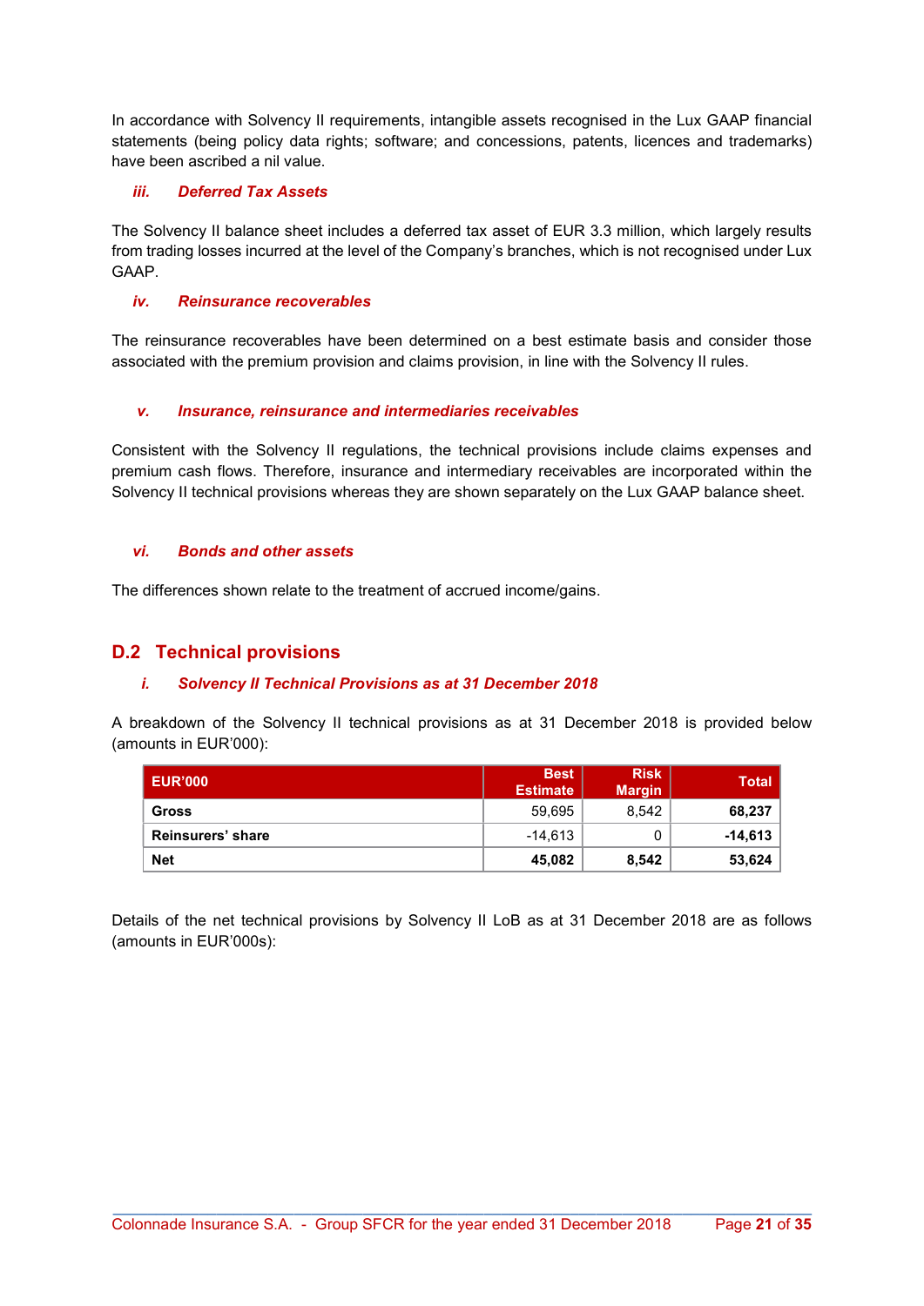In accordance with Solvency II requirements, intangible assets recognised in the Lux GAAP financial statements (being policy data rights; software; and concessions, patents, licences and trademarks) have been ascribed a nil value.

### *iii. Deferred Tax Assets*

The Solvency II balance sheet includes a deferred tax asset of EUR 3.3 million, which largely results from trading losses incurred at the level of the Company's branches, which is not recognised under Lux GAAP.

### *iv. Reinsurance recoverables*

The reinsurance recoverables have been determined on a best estimate basis and consider those associated with the premium provision and claims provision, in line with the Solvency II rules.

### *v. Insurance, reinsurance and intermediaries receivables*

Consistent with the Solvency II regulations, the technical provisions include claims expenses and premium cash flows. Therefore, insurance and intermediary receivables are incorporated within the Solvency II technical provisions whereas they are shown separately on the Lux GAAP balance sheet.

### *vi. Bonds and other assets*

The differences shown relate to the treatment of accrued income/gains.

## D.2 Technical provisions

### *i. Solvency II Technical Provisions as at 31 December 2018*

A breakdown of the Solvency II technical provisions as at 31 December 2018 is provided below (amounts in EUR'000):

| EUR'000 | Best Estimate | Risk Margin | Total |
|---|---|---|---|
| **Gross** | 59,695 | 8,542 | **68,237** |
| **Reinsurers' share** | -14,613 | 0 | **-14,613** |
| **Net** | **45,082** | **8,542** | **53,624** |

Details of the net technical provisions by Solvency II LoB as at 31 December 2018 are as follows (amounts in EUR'000s):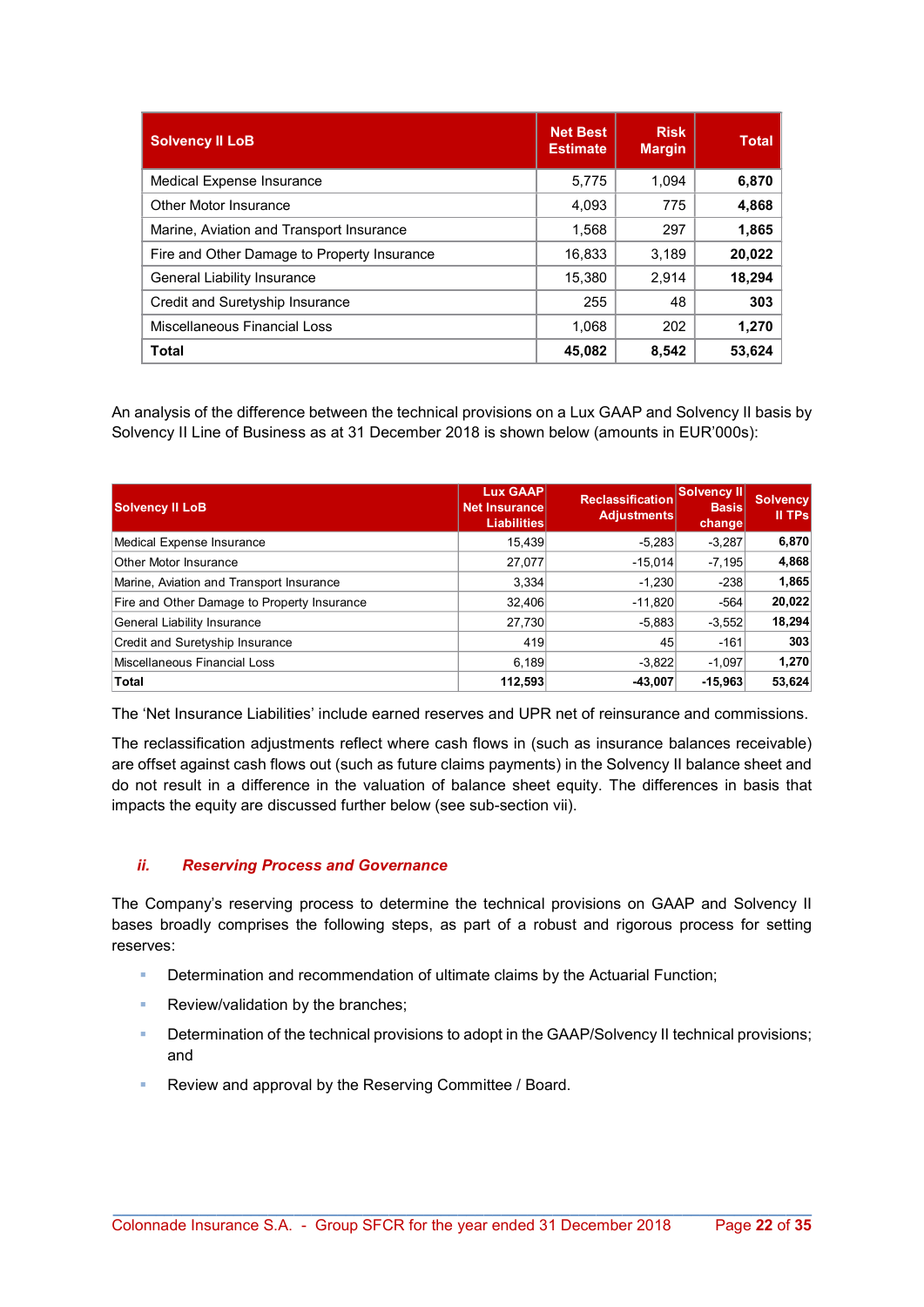| Solvency II LoB | Net Best Estimate | Risk Margin | Total |
|---|---|---|---|
| Medical Expense Insurance | 5,775 | 1,094 | **6,870** |
| Other Motor Insurance | 4,093 | 775 | **4,868** |
| Marine, Aviation and Transport Insurance | 1,568 | 297 | **1,865** |
| Fire and Other Damage to Property Insurance | 16,833 | 3,189 | **20,022** |
| General Liability Insurance | 15,380 | 2,914 | **18,294** |
| Credit and Suretyship Insurance | 255 | 48 | **303** |
| Miscellaneous Financial Loss | 1,068 | 202 | **1,270** |
| **Total** | **45,082** | **8,542** | **53,624** |

An analysis of the difference between the technical provisions on a Lux GAAP and Solvency II basis by Solvency II Line of Business as at 31 December 2018 is shown below (amounts in EUR'000s):

| Solvency II LoB | Lux GAAP Net Insurance Liabilities | Reclassification Adjustments | Solvency II Basis change | Solvency II TPs |
|---|---|---|---|---|
| Medical Expense Insurance | 15,439 | -5,283 | -3,287 | **6,870** |
| Other Motor Insurance | 27,077 | -15,014 | -7,195 | **4,868** |
| Marine, Aviation and Transport Insurance | 3,334 | -1,230 | -238 | **1,865** |
| Fire and Other Damage to Property Insurance | 32,406 | -11,820 | -564 | **20,022** |
| General Liability Insurance | 27,730 | -5,883 | -3,552 | **18,294** |
| Credit and Suretyship Insurance | 419 | 45 | -161 | **303** |
| Miscellaneous Financial Loss | 6,189 | -3,822 | -1,097 | **1,270** |
| **Total** | **112,593** | **-43,007** | **-15,963** | **53,624** |

The 'Net Insurance Liabilities' include earned reserves and UPR net of reinsurance and commissions.

The reclassification adjustments reflect where cash flows in (such as insurance balances receivable) are offset against cash flows out (such as future claims payments) in the Solvency II balance sheet and do not result in a difference in the valuation of balance sheet equity. The differences in basis that impacts the equity are discussed further below (see sub-section vii).

### *ii. Reserving Process and Governance*

The Company's reserving process to determine the technical provisions on GAAP and Solvency II bases broadly comprises the following steps, as part of a robust and rigorous process for setting reserves:

- Determination and recommendation of ultimate claims by the Actuarial Function;
- Review/validation by the branches;
- Determination of the technical provisions to adopt in the GAAP/Solvency II technical provisions; and
- Review and approval by the Reserving Committee / Board.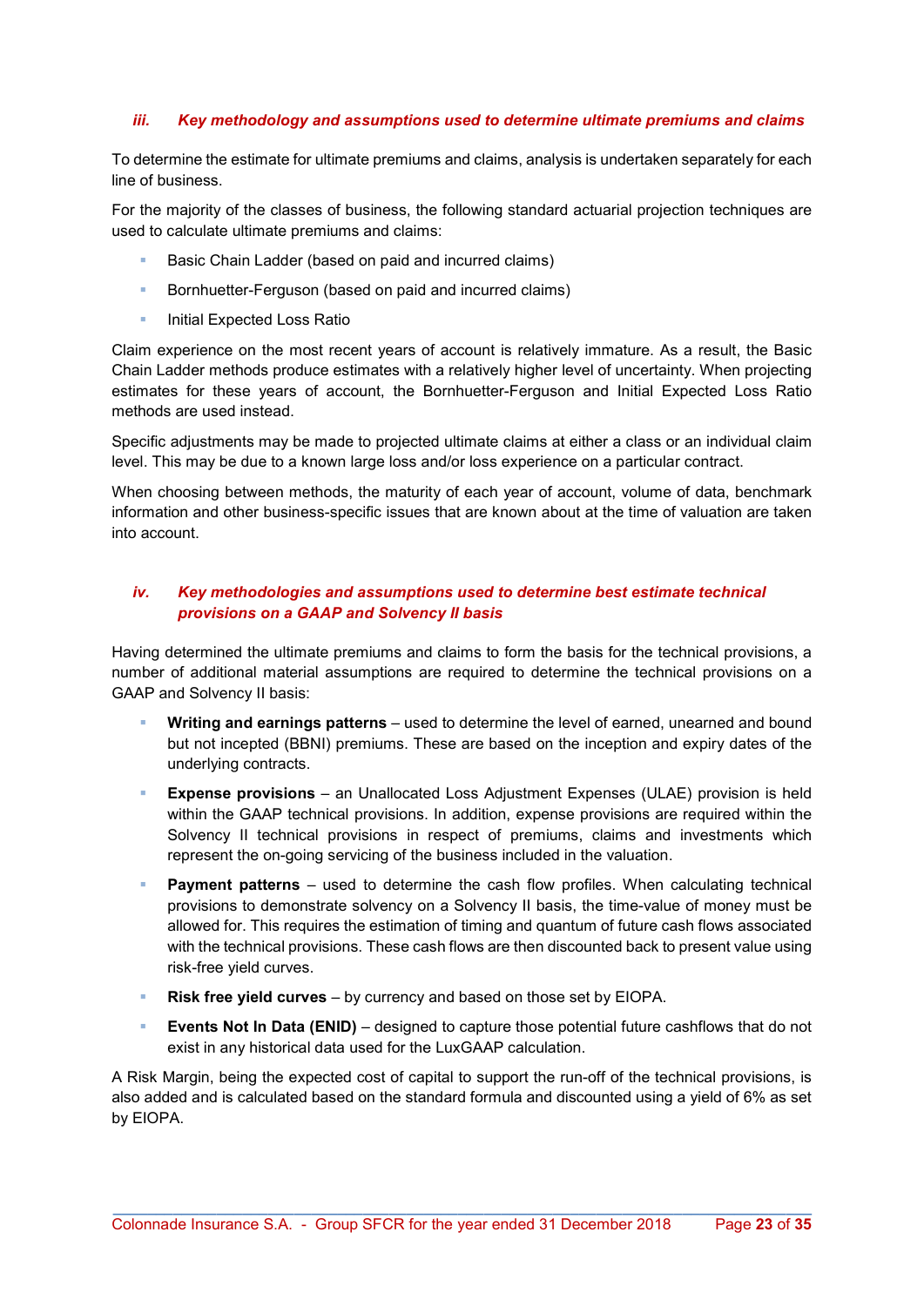### *iii. Key methodology and assumptions used to determine ultimate premiums and claims*

To determine the estimate for ultimate premiums and claims, analysis is undertaken separately for each line of business.

For the majority of the classes of business, the following standard actuarial projection techniques are used to calculate ultimate premiums and claims:

- Basic Chain Ladder (based on paid and incurred claims)
- Bornhuetter-Ferguson (based on paid and incurred claims)
- Initial Expected Loss Ratio

Claim experience on the most recent years of account is relatively immature. As a result, the Basic Chain Ladder methods produce estimates with a relatively higher level of uncertainty. When projecting estimates for these years of account, the Bornhuetter-Ferguson and Initial Expected Loss Ratio methods are used instead.

Specific adjustments may be made to projected ultimate claims at either a class or an individual claim level. This may be due to a known large loss and/or loss experience on a particular contract.

When choosing between methods, the maturity of each year of account, volume of data, benchmark information and other business-specific issues that are known about at the time of valuation are taken into account.

### *iv. Key methodologies and assumptions used to determine best estimate technical provisions on a GAAP and Solvency II basis*

Having determined the ultimate premiums and claims to form the basis for the technical provisions, a number of additional material assumptions are required to determine the technical provisions on a GAAP and Solvency II basis:

- **Writing and earnings patterns** – used to determine the level of earned, unearned and bound but not incepted (BBNI) premiums. These are based on the inception and expiry dates of the underlying contracts.
- **Expense provisions** – an Unallocated Loss Adjustment Expenses (ULAE) provision is held within the GAAP technical provisions. In addition, expense provisions are required within the Solvency II technical provisions in respect of premiums, claims and investments which represent the on-going servicing of the business included in the valuation.
- **Payment patterns** – used to determine the cash flow profiles. When calculating technical provisions to demonstrate solvency on a Solvency II basis, the time-value of money must be allowed for. This requires the estimation of timing and quantum of future cash flows associated with the technical provisions. These cash flows are then discounted back to present value using risk-free yield curves.
- **Risk free yield curves** – by currency and based on those set by EIOPA.
- **Events Not In Data (ENID)** – designed to capture those potential future cashflows that do not exist in any historical data used for the LuxGAAP calculation.

A Risk Margin, being the expected cost of capital to support the run-off of the technical provisions, is also added and is calculated based on the standard formula and discounted using a yield of 6% as set by EIOPA.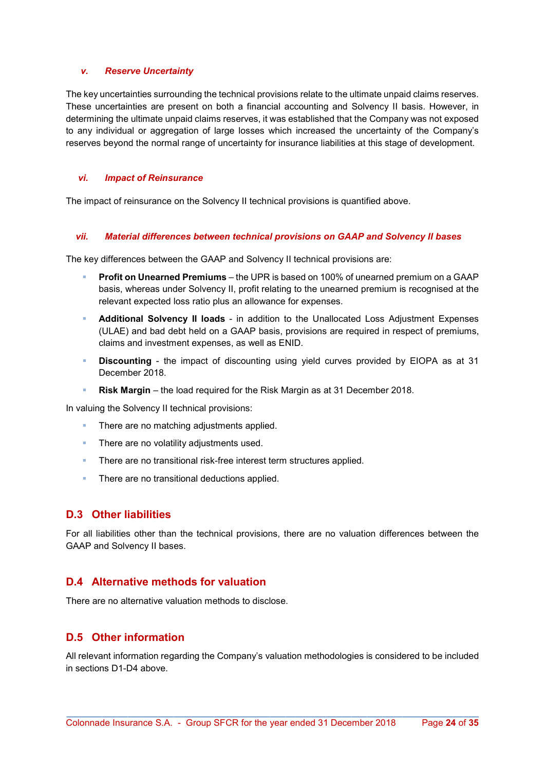#### *v. Reserve Uncertainty*

The key uncertainties surrounding the technical provisions relate to the ultimate unpaid claims reserves. These uncertainties are present on both a financial accounting and Solvency II basis. However, in determining the ultimate unpaid claims reserves, it was established that the Company was not exposed to any individual or aggregation of large losses which increased the uncertainty of the Company's reserves beyond the normal range of uncertainty for insurance liabilities at this stage of development.

#### *vi. Impact of Reinsurance*

The impact of reinsurance on the Solvency II technical provisions is quantified above.

#### *vii. Material differences between technical provisions on GAAP and Solvency II bases*

The key differences between the GAAP and Solvency II technical provisions are:

- **Profit on Unearned Premiums** – the UPR is based on 100% of unearned premium on a GAAP basis, whereas under Solvency II, profit relating to the unearned premium is recognised at the relevant expected loss ratio plus an allowance for expenses.
- **Additional Solvency II loads** - in addition to the Unallocated Loss Adjustment Expenses (ULAE) and bad debt held on a GAAP basis, provisions are required in respect of premiums, claims and investment expenses, as well as ENID.
- **Discounting** - the impact of discounting using yield curves provided by EIOPA as at 31 December 2018.
- **Risk Margin** – the load required for the Risk Margin as at 31 December 2018.

In valuing the Solvency II technical provisions:

- There are no matching adjustments applied.
- There are no volatility adjustments used.
- There are no transitional risk-free interest term structures applied.
- There are no transitional deductions applied.

## D.3 Other liabilities

For all liabilities other than the technical provisions, there are no valuation differences between the GAAP and Solvency II bases.

## D.4 Alternative methods for valuation

There are no alternative valuation methods to disclose.

## D.5 Other information

All relevant information regarding the Company's valuation methodologies is considered to be included in sections D1-D4 above.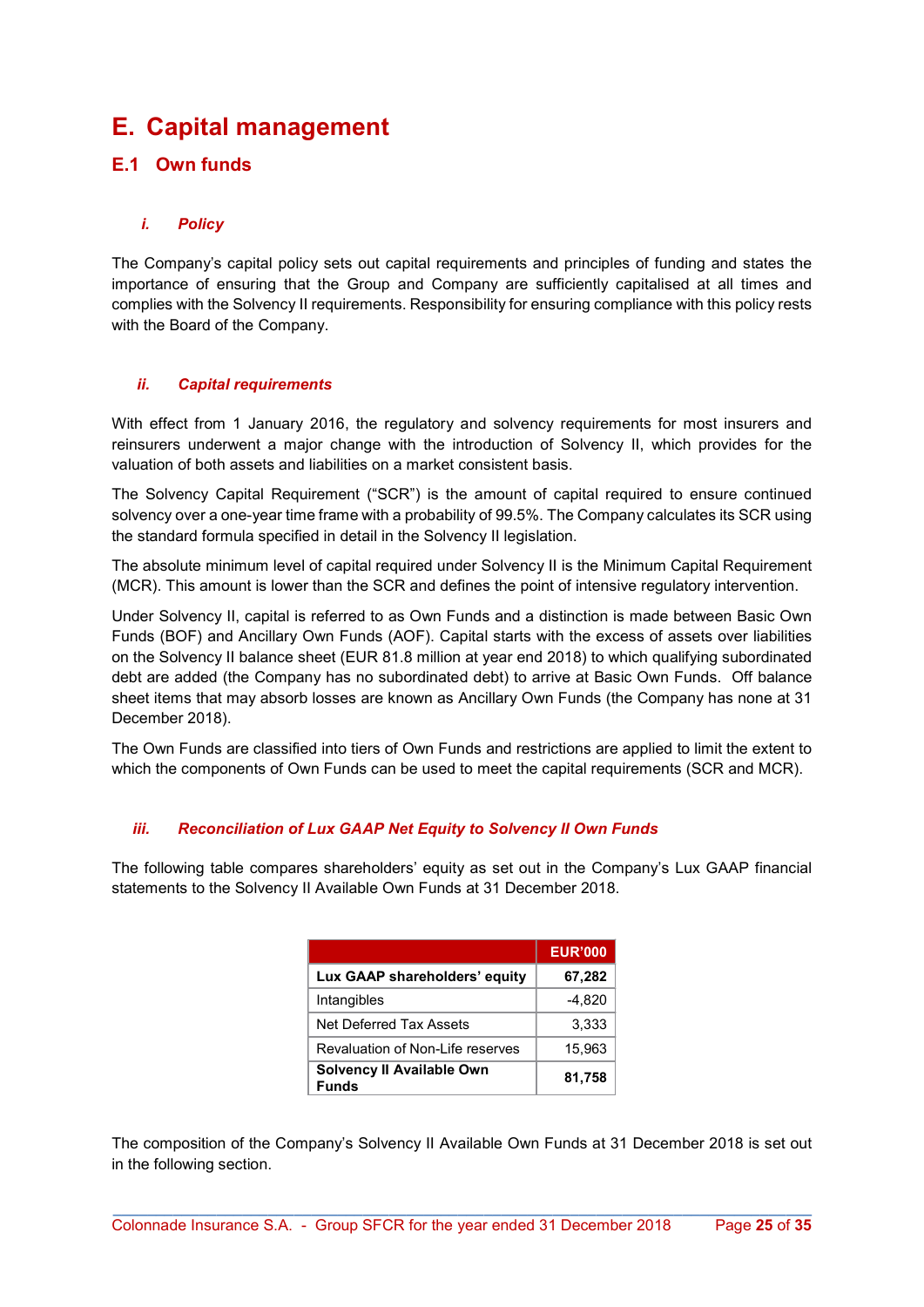# E. Capital management

## E.1 Own funds

### *i. Policy*

The Company's capital policy sets out capital requirements and principles of funding and states the importance of ensuring that the Group and Company are sufficiently capitalised at all times and complies with the Solvency II requirements. Responsibility for ensuring compliance with this policy rests with the Board of the Company.

### *ii. Capital requirements*

With effect from 1 January 2016, the regulatory and solvency requirements for most insurers and reinsurers underwent a major change with the introduction of Solvency II, which provides for the valuation of both assets and liabilities on a market consistent basis.

The Solvency Capital Requirement ("SCR") is the amount of capital required to ensure continued solvency over a one-year time frame with a probability of 99.5%. The Company calculates its SCR using the standard formula specified in detail in the Solvency II legislation.

The absolute minimum level of capital required under Solvency II is the Minimum Capital Requirement (MCR). This amount is lower than the SCR and defines the point of intensive regulatory intervention.

Under Solvency II, capital is referred to as Own Funds and a distinction is made between Basic Own Funds (BOF) and Ancillary Own Funds (AOF). Capital starts with the excess of assets over liabilities on the Solvency II balance sheet (EUR 81.8 million at year end 2018) to which qualifying subordinated debt are added (the Company has no subordinated debt) to arrive at Basic Own Funds. Off balance sheet items that may absorb losses are known as Ancillary Own Funds (the Company has none at 31 December 2018).

The Own Funds are classified into tiers of Own Funds and restrictions are applied to limit the extent to which the components of Own Funds can be used to meet the capital requirements (SCR and MCR).

### *iii. Reconciliation of Lux GAAP Net Equity to Solvency II Own Funds*

The following table compares shareholders' equity as set out in the Company's Lux GAAP financial statements to the Solvency II Available Own Funds at 31 December 2018.

| | EUR'000 |
|---|---|
| **Lux GAAP shareholders' equity** | **67,282** |
| Intangibles | -4,820 |
| Net Deferred Tax Assets | 3,333 |
| Revaluation of Non-Life reserves | 15,963 |
| **Solvency II Available Own Funds** | **81,758** |

The composition of the Company's Solvency II Available Own Funds at 31 December 2018 is set out in the following section.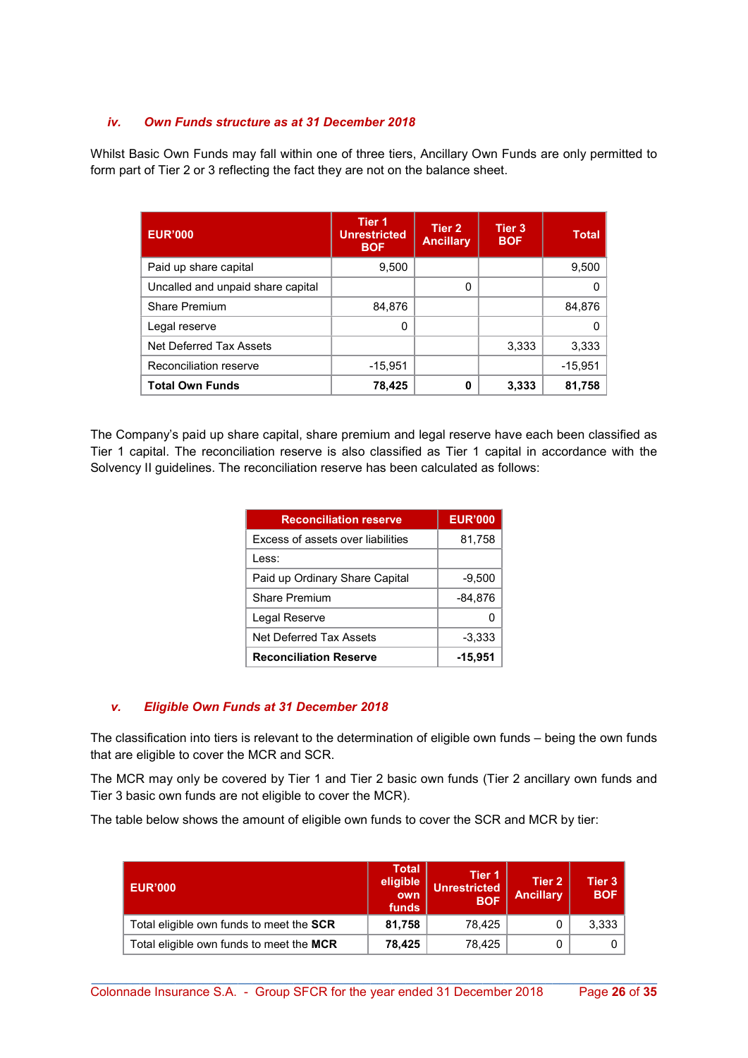### *iv. Own Funds structure as at 31 December 2018*

Whilst Basic Own Funds may fall within one of three tiers, Ancillary Own Funds are only permitted to form part of Tier 2 or 3 reflecting the fact they are not on the balance sheet.

| EUR'000 | Tier 1 Unrestricted BOF | Tier 2 Ancillary | Tier 3 BOF | Total |
|---|---|---|---|---|
| Paid up share capital | 9,500 | | | 9,500 |
| Uncalled and unpaid share capital | | 0 | | 0 |
| Share Premium | 84,876 | | | 84,876 |
| Legal reserve | 0 | | | 0 |
| Net Deferred Tax Assets | | | 3,333 | 3,333 |
| Reconciliation reserve | -15,951 | | | -15,951 |
| **Total Own Funds** | **78,425** | **0** | **3,333** | **81,758** |

The Company's paid up share capital, share premium and legal reserve have each been classified as Tier 1 capital. The reconciliation reserve is also classified as Tier 1 capital in accordance with the Solvency II guidelines. The reconciliation reserve has been calculated as follows:

| Reconciliation reserve | EUR'000 |
|---|---|
| Excess of assets over liabilities | 81,758 |
| Less: | |
| Paid up Ordinary Share Capital | -9,500 |
| Share Premium | -84,876 |
| Legal Reserve | 0 |
| Net Deferred Tax Assets | -3,333 |
| **Reconciliation Reserve** | **-15,951** |

### *v. Eligible Own Funds at 31 December 2018*

The classification into tiers is relevant to the determination of eligible own funds – being the own funds that are eligible to cover the MCR and SCR.

The MCR may only be covered by Tier 1 and Tier 2 basic own funds (Tier 2 ancillary own funds and Tier 3 basic own funds are not eligible to cover the MCR).

The table below shows the amount of eligible own funds to cover the SCR and MCR by tier:

| EUR'000 | Total eligible own funds | Tier 1 Unrestricted BOF | Tier 2 Ancillary | Tier 3 BOF |
|---|---|---|---|---|
| Total eligible own funds to meet the **SCR** | **81,758** | 78,425 | 0 | 3,333 |
| Total eligible own funds to meet the **MCR** | **78,425** | 78,425 | 0 | 0 |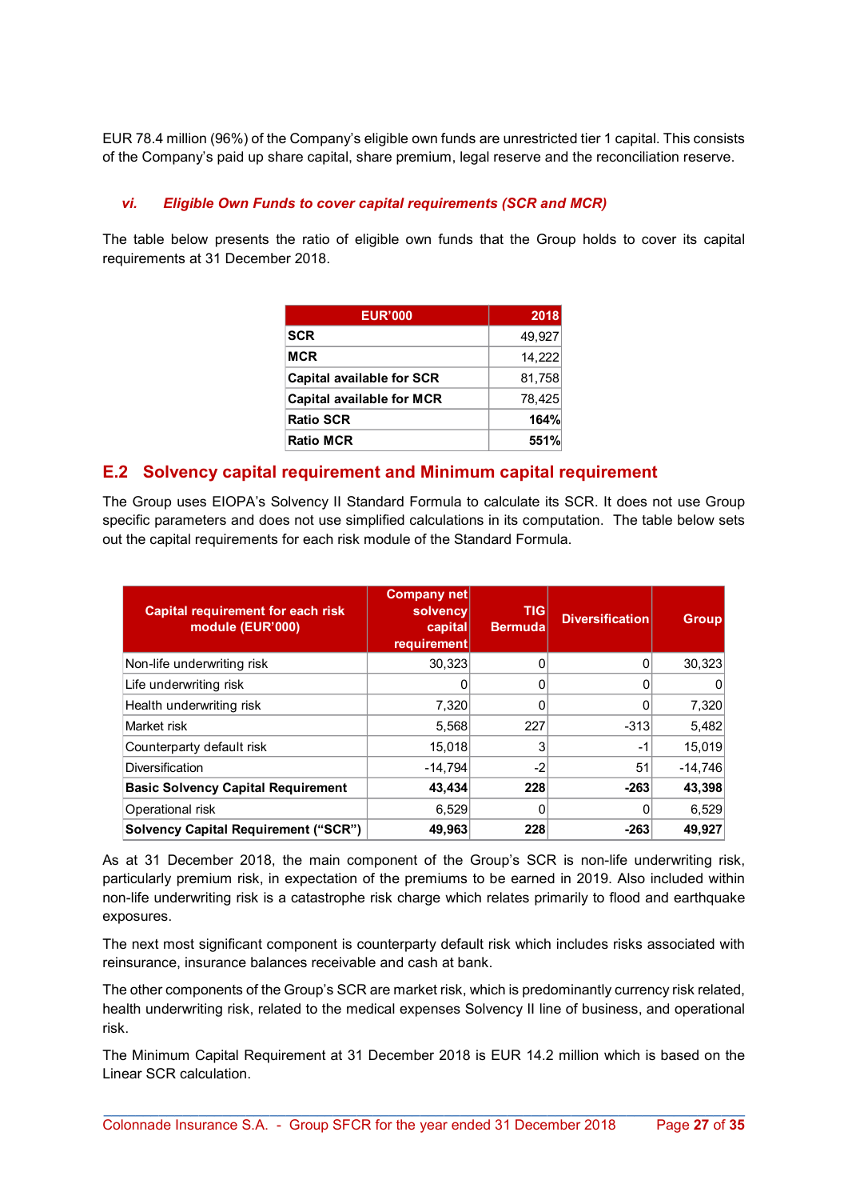EUR 78.4 million (96%) of the Company's eligible own funds are unrestricted tier 1 capital. This consists of the Company's paid up share capital, share premium, legal reserve and the reconciliation reserve.

#### *vi. Eligible Own Funds to cover capital requirements (SCR and MCR)*

The table below presents the ratio of eligible own funds that the Group holds to cover its capital requirements at 31 December 2018.

| EUR'000 | 2018 |
|---|---|
| **SCR** | 49,927 |
| **MCR** | 14,222 |
| **Capital available for SCR** | 81,758 |
| **Capital available for MCR** | 78,425 |
| **Ratio SCR** | **164%** |
| **Ratio MCR** | **551%** |

## E.2 Solvency capital requirement and Minimum capital requirement

The Group uses EIOPA's Solvency II Standard Formula to calculate its SCR. It does not use Group specific parameters and does not use simplified calculations in its computation. The table below sets out the capital requirements for each risk module of the Standard Formula.

| Capital requirement for each risk module (EUR'000) | Company net solvency capital requirement | TIG Bermuda | Diversification | Group |
|---|---|---|---|---|
| Non-life underwriting risk | 30,323 | 0 | 0 | 30,323 |
| Life underwriting risk | 0 | 0 | 0 | 0 |
| Health underwriting risk | 7,320 | 0 | 0 | 7,320 |
| Market risk | 5,568 | 227 | -313 | 5,482 |
| Counterparty default risk | 15,018 | 3 | -1 | 15,019 |
| Diversification | -14,794 | -2 | 51 | -14,746 |
| **Basic Solvency Capital Requirement** | **43,434** | **228** | **-263** | **43,398** |
| Operational risk | 6,529 | 0 | 0 | 6,529 |
| **Solvency Capital Requirement ("SCR")** | **49,963** | **228** | **-263** | **49,927** |

As at 31 December 2018, the main component of the Group's SCR is non-life underwriting risk, particularly premium risk, in expectation of the premiums to be earned in 2019. Also included within non-life underwriting risk is a catastrophe risk charge which relates primarily to flood and earthquake exposures.

The next most significant component is counterparty default risk which includes risks associated with reinsurance, insurance balances receivable and cash at bank.

The other components of the Group's SCR are market risk, which is predominantly currency risk related, health underwriting risk, related to the medical expenses Solvency II line of business, and operational risk.

The Minimum Capital Requirement at 31 December 2018 is EUR 14.2 million which is based on the Linear SCR calculation.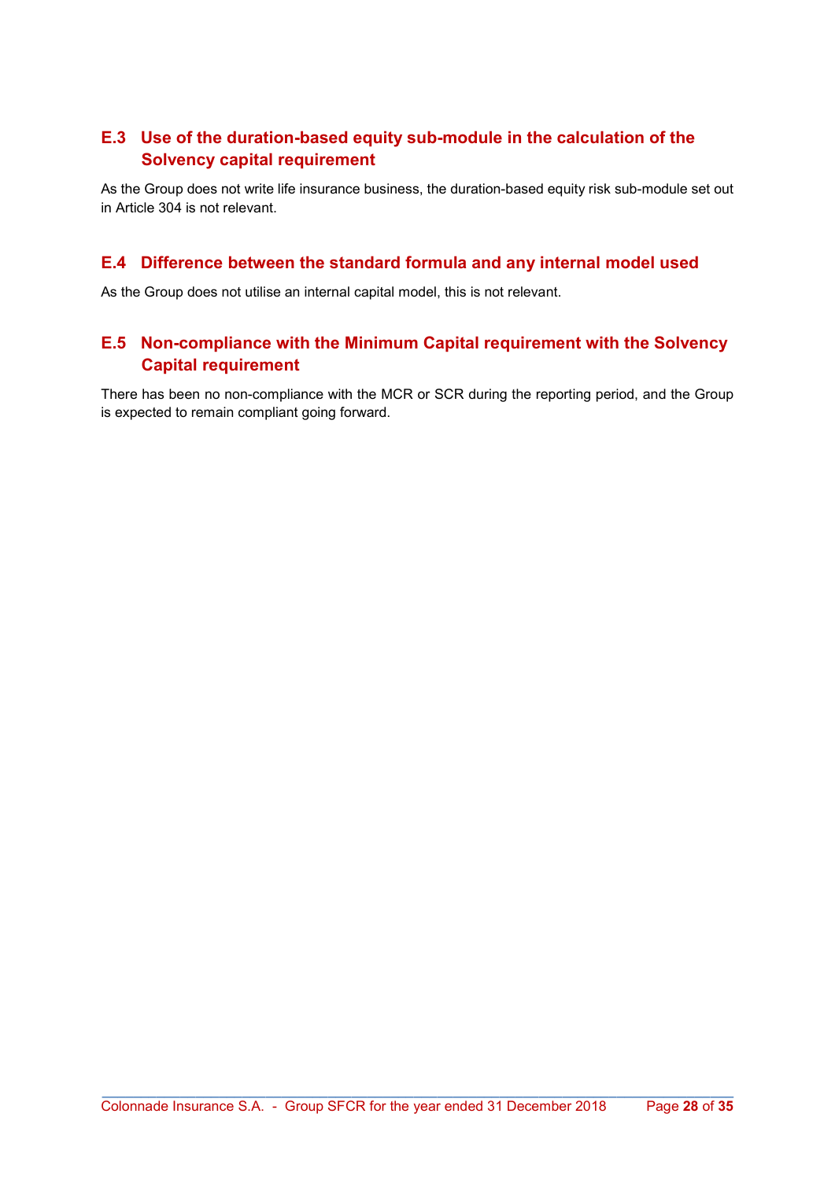## E.3 Use of the duration-based equity sub-module in the calculation of the Solvency capital requirement

As the Group does not write life insurance business, the duration-based equity risk sub-module set out in Article 304 is not relevant.

## E.4 Difference between the standard formula and any internal model used

As the Group does not utilise an internal capital model, this is not relevant.

## E.5 Non-compliance with the Minimum Capital requirement with the Solvency Capital requirement

There has been no non-compliance with the MCR or SCR during the reporting period, and the Group is expected to remain compliant going forward.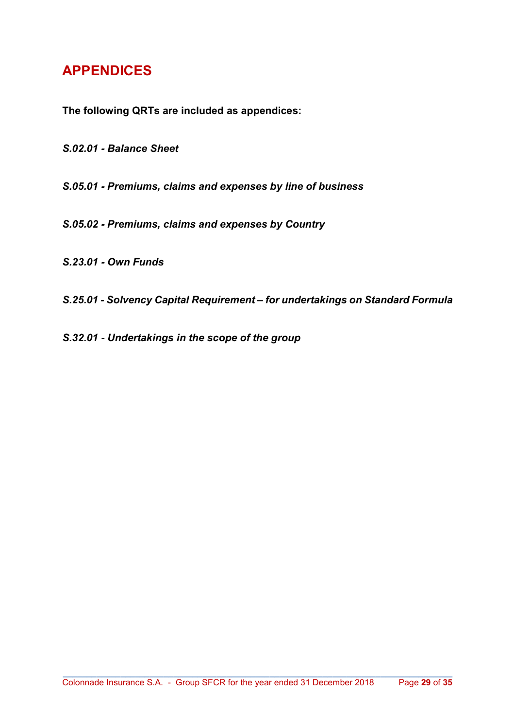# APPENDICES

**The following QRTs are included as appendices:**

***S.02.01 - Balance Sheet***

***S.05.01 - Premiums, claims and expenses by line of business***

***S.05.02 - Premiums, claims and expenses by Country***

***S.23.01 - Own Funds***

***S.25.01 - Solvency Capital Requirement – for undertakings on Standard Formula***

***S.32.01 - Undertakings in the scope of the group***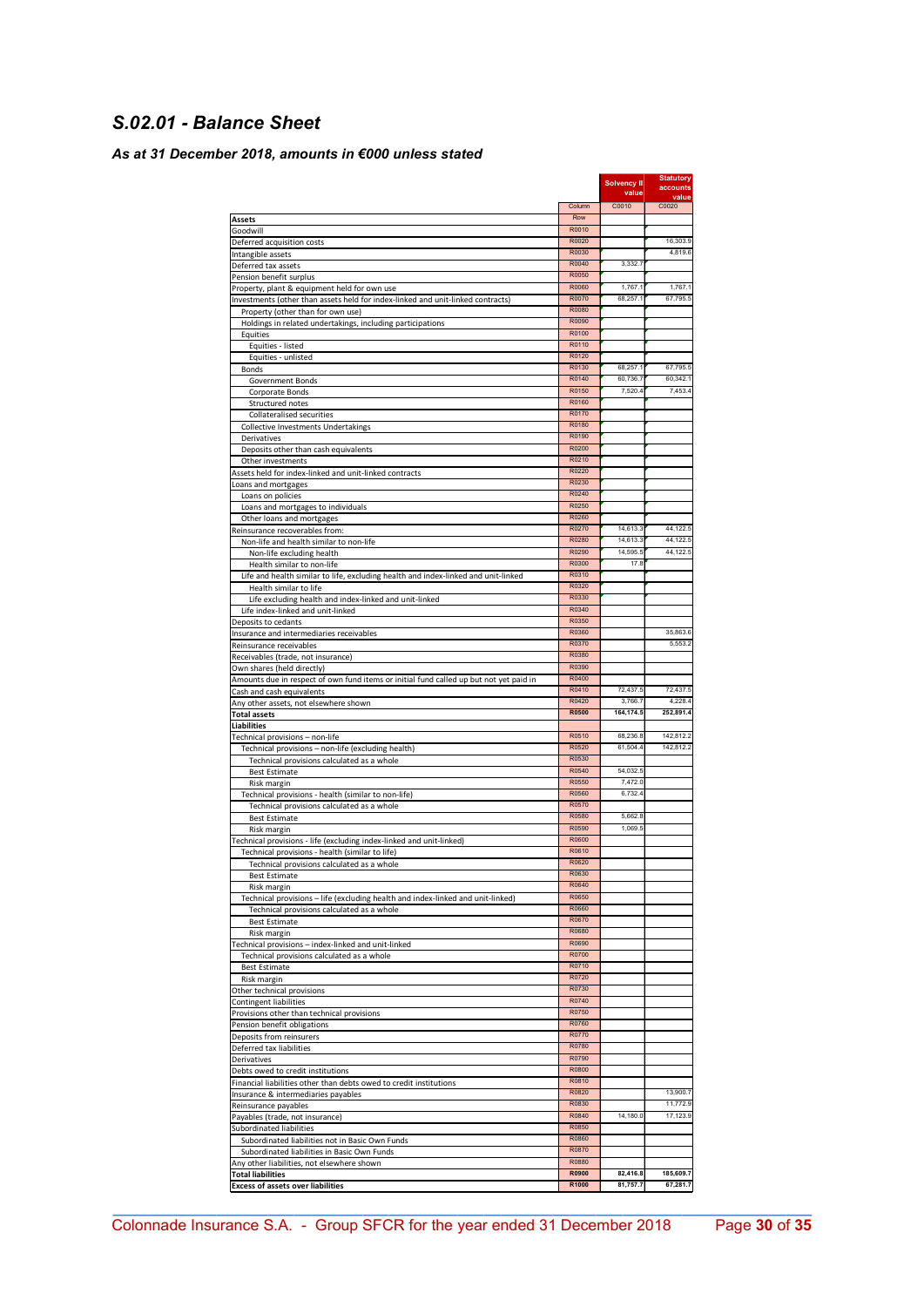## S.02.01 - Balance Sheet

### As at 31 December 2018, amounts in €000 unless stated

| | | Solvency II value | Statutory accounts value |
|---|---|---|---|
| | Column | C0010 | C0020 |
| **Assets** | Row | | |
| Goodwill | R0010 | | |
| Deferred acquisition costs | R0020 | | 16,303.9 |
| Intangible assets | R0030 | | 4,819.6 |
| Deferred tax assets | R0040 | 3,332.7 | |
| Pension benefit surplus | R0050 | | |
| Property, plant & equipment held for own use | R0060 | 1,767.1 | 1,767.1 |
| Investments (other than assets held for index-linked and unit-linked contracts) | R0070 | 68,257.1 | 67,795.5 |
| Property (other than for own use) | R0080 | | |
| Holdings in related undertakings, including participations | R0090 | | |
| Equities | R0100 | | |
| Equities - listed | R0110 | | |
| Equities - unlisted | R0120 | | |
| Bonds | R0130 | 68,257.1 | 67,795.5 |
| Government Bonds | R0140 | 60,736.7 | 60,342.1 |
| Corporate Bonds | R0150 | 7,520.4 | 7,453.4 |
| Structured notes | R0160 | | |
| Collateralised securities | R0170 | | |
| Collective Investments Undertakings | R0180 | | |
| Derivatives | R0190 | | |
| Deposits other than cash equivalents | R0200 | | |
| Other investments | R0210 | | |
| Assets held for index-linked and unit-linked contracts | R0220 | | |
| Loans and mortgages | R0230 | | |
| Loans on policies | R0240 | | |
| Loans and mortgages to individuals | R0250 | | |
| Other loans and mortgages | R0260 | | |
| Reinsurance recoverables from: | R0270 | 14,613.3 | 44,122.5 |
| Non-life and health similar to non-life | R0280 | 14,613.3 | 44,122.5 |
| Non-life excluding health | R0290 | 14,595.5 | 44,122.5 |
| Health similar to non-life | R0300 | 17.8 | |
| Life and health similar to life, excluding health and index-linked and unit-linked | R0310 | | |
| Health similar to life | R0320 | | |
| Life excluding health and index-linked and unit-linked | R0330 | | |
| Life index-linked and unit-linked | R0340 | | |
| Deposits to cedants | R0350 | | |
| Insurance and intermediaries receivables | R0360 | | 35,863.6 |
| Reinsurance receivables | R0370 | | 5,553.2 |
| Receivables (trade, not insurance) | R0380 | | |
| Own shares (held directly) | R0390 | | |
| Amounts due in respect of own fund items or initial fund called up but not yet paid in | R0400 | | |
| Cash and cash equivalents | R0410 | 72,437.5 | 72,437.5 |
| Any other assets, not elsewhere shown | R0420 | 3,766.7 | 4,228.4 |
| **Total assets** | **R0500** | **164,174.5** | **252,891.4** |
| **Liabilities** | | | |
| Technical provisions – non-life | R0510 | 68,236.8 | 142,812.2 |
| Technical provisions – non-life (excluding health) | R0520 | 61,504.4 | 142,812.2 |
| Technical provisions calculated as a whole | R0530 | | |
| Best Estimate | R0540 | 54,032.5 | |
| Risk margin | R0550 | 7,472.0 | |
| Technical provisions - health (similar to non-life) | R0560 | 6,732.4 | |
| Technical provisions calculated as a whole | R0570 | | |
| Best Estimate | R0580 | 5,662.8 | |
| Risk margin | R0590 | 1,069.5 | |
| Technical provisions - life (excluding index-linked and unit-linked) | R0600 | | |
| Technical provisions - health (similar to life) | R0610 | | |
| Technical provisions calculated as a whole | R0620 | | |
| Best Estimate | R0630 | | |
| Risk margin | R0640 | | |
| Technical provisions – life (excluding health and index-linked and unit-linked) | R0650 | | |
| Technical provisions calculated as a whole | R0660 | | |
| Best Estimate | R0670 | | |
| Risk margin | R0680 | | |
| Technical provisions – index-linked and unit-linked | R0690 | | |
| Technical provisions calculated as a whole | R0700 | | |
| Best Estimate | R0710 | | |
| Risk margin | R0720 | | |
| Other technical provisions | R0730 | | |
| Contingent liabilities | R0740 | | |
| Provisions other than technical provisions | R0750 | | |
| Pension benefit obligations | R0760 | | |
| Deposits from reinsurers | R0770 | | |
| Deferred tax liabilities | R0780 | | |
| Derivatives | R0790 | | |
| Debts owed to credit institutions | R0800 | | |
| Financial liabilities other than debts owed to credit institutions | R0810 | | |
| Insurance & intermediaries payables | R0820 | | 13,900.7 |
| Reinsurance payables | R0830 | | 11,772.9 |
| Payables (trade, not insurance) | R0840 | 14,180.0 | 17,123.9 |
| Subordinated liabilities | R0850 | | |
| Subordinated liabilities not in Basic Own Funds | R0860 | | |
| Subordinated liabilities in Basic Own Funds | R0870 | | |
| Any other liabilities, not elsewhere shown | R0880 | | |
| **Total liabilities** | **R0900** | **82,416.8** | **185,609.7** |
| **Excess of assets over liabilities** | **R1000** | **81,757.7** | **67,281.7** |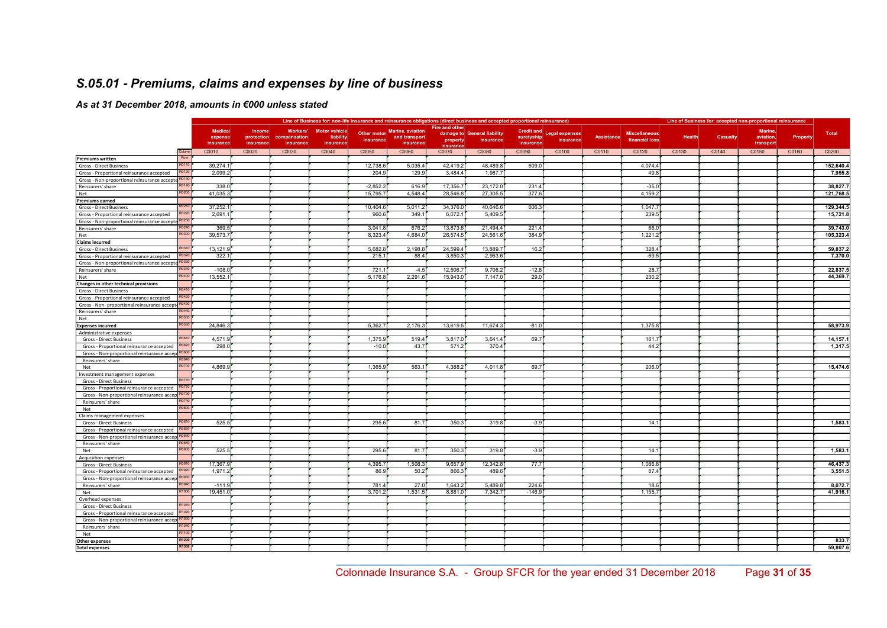# S.05.01 - Premiums, claims and expenses by line of business

## As at 31 December 2018, amounts in €000 unless stated

| | | Line of Business for: non-life insurance and reinsurance obligations (direct business and accepted proportional reinsurance) | | | | | | | | | | | | Line of Business for: accepted non-proportional reinsurance | | | | Total |
|---|---|---|---|---|---|---|---|---|---|---|---|---|---|---|---|---|---|---|
| | | Medical expense insurance | Income protection insurance | Workers' compensation insurance | Motor vehicle liability insurance | Other motor insurance | Marine, aviation and transport insurance | Fire and other damage to property insurance | General liability insurance | Credit and suretyship insurance | Legal expenses insurance | Assistance | Miscellaneous financial loss | Health | Casualty | Marine, aviation, transport | Property | Total |
| | Column | C0010 | C0020 | C0030 | C0040 | C0050 | C0060 | C0070 | C0080 | C0090 | C0100 | C0110 | C0120 | C0130 | C0140 | C0150 | C0160 | C0200 |
| **Premiums written** | Row | | | | | | | | | | | | | | | | | |
| Gross - Direct Business | R0110 | 39,274.1 | | | | 12,738.6 | 5,035.4 | 42,419.2 | 48,489.8 | 609.0 | | | 4,074.4 | | | | | 152,640.4 |
| Gross - Proportional reinsurance accepted | R0120 | 2,099.2 | | | | 204.9 | 129.9 | 3,484.4 | 1,987.7 | | | | 49.8 | | | | | 7,955.8 |
| Gross - Non-proportional reinsurance accepted | R0130 | | | | | | | | | | | | | | | | | |
| Reinsurers' share | R0140 | 338.0 | | | | -2,852.2 | 616.9 | 17,356.7 | 23,172.0 | 231.4 | | | -35.0 | | | | | 38,827.7 |
| Net | R0200 | 41,035.3 | | | | 15,795.7 | 4,548.4 | 28,546.8 | 27,305.5 | 377.6 | | | 4,159.2 | | | | | 121,768.5 |
| **Premiums earned** | | | | | | | | | | | | | | | | | | |
| Gross - Direct Business | R0210 | 37,252.1 | | | | 10,404.6 | 5,011.2 | 34,376.0 | 40,646.6 | 606.3 | | | 1,047.7 | | | | | 129,344.5 |
| Gross - Proportional reinsurance accepted | R0220 | 2,691.1 | | | | 960.6 | 349.1 | 6,072.1 | 5,409.5 | | | | 239.5 | | | | | 15,721.8 |
| Gross - Non-proportional reinsurance accepted | R0230 | | | | | | | | | | | | | | | | | |
| Reinsurers' share | R0240 | 369.5 | | | | 3,041.8 | 676.2 | 13,873.6 | 21,494.4 | 221.4 | | | 66.0 | | | | | 39,743.0 |
| Net | R0300 | 39,573.7 | | | | 8,323.4 | 4,684.0 | 26,574.5 | 24,561.6 | 384.9 | | | 1,221.2 | | | | | 105,323.4 |
| **Claims incurred** | | | | | | | | | | | | | | | | | | |
| Gross - Direct Business | R0310 | 13,121.9 | | | | 5,682.8 | 2,198.8 | 24,599.4 | 13,889.7 | 16.2 | | | 328.4 | | | | | 59,837.2 |
| Gross - Proportional reinsurance accepted | R0320 | 322.1 | | | | 215.1 | 88.4 | 3,850.3 | 2,963.6 | | | | -69.5 | | | | | 7,370.0 |
| Gross - Non-proportional reinsurance accepted | R0330 | | | | | | | | | | | | | | | | | |
| Reinsurers' share | R0340 | -108.0 | | | | 721.1 | -4.5 | 12,506.7 | 9,706.2 | -12.8 | | | 28.7 | | | | | 22,837.5 |
| Net | R0400 | 13,552.1 | | | | 5,176.8 | 2,291.6 | 15,943.0 | 7,147.0 | 29.0 | | | 230.2 | | | | | 44,369.7 |
| **Changes in other technical provisions** | | | | | | | | | | | | | | | | | | |
| Gross - Direct Business | R0410 | | | | | | | | | | | | | | | | | |
| Gross - Proportional reinsurance accepted | R0420 | | | | | | | | | | | | | | | | | |
| Gross - Non- proportional reinsurance accepted | R0430 | | | | | | | | | | | | | | | | | |
| Reinsurers' share | R0440 | | | | | | | | | | | | | | | | | |
| Net | R0500 | | | | | | | | | | | | | | | | | |
| **Expenses incurred** | R0550 | 24,846.3 | | | | 5,362.7 | 2,176.3 | 13,619.5 | 11,674.3 | -81.0 | | | 1,375.8 | | | | | 58,973.9 |
| Administrative expenses | | | | | | | | | | | | | | | | | | |
| Gross - Direct Business | R0610 | 4,571.9 | | | | 1,375.9 | 519.4 | 3,817.0 | 3,641.4 | 69.7 | | | 161.7 | | | | | 14,157.1 |
| Gross - Proportional reinsurance accepted | R0620 | 298.0 | | | | -10.0 | 43.7 | 571.2 | 370.4 | | | | 44.2 | | | | | 1,317.5 |
| Gross - Non-proportional reinsurance accepted | R0630 | | | | | | | | | | | | | | | | | |
| Reinsurers' share | R0640 | | | | | | | | | | | | | | | | | |
| Net | R0700 | 4,869.9 | | | | 1,365.9 | 563.1 | 4,388.2 | 4,011.8 | 69.7 | | | 206.0 | | | | | 15,474.6 |
| Investment management expenses | | | | | | | | | | | | | | | | | | |
| Gross - Direct Business | R0710 | | | | | | | | | | | | | | | | | |
| Gross - Proportional reinsurance accepted | R0720 | | | | | | | | | | | | | | | | | |
| Gross - Non-proportional reinsurance accepted | R0730 | | | | | | | | | | | | | | | | | |
| Reinsurers' share | R0740 | | | | | | | | | | | | | | | | | |
| Net | R0800 | | | | | | | | | | | | | | | | | |
| Claims management expenses | | | | | | | | | | | | | | | | | | |
| Gross - Direct Business | R0810 | 525.5 | | | | 295.6 | 81.7 | 350.3 | 319.8 | -3.9 | | | 14.1 | | | | | 1,583.1 |
| Gross - Proportional reinsurance accepted | R0820 | | | | | | | | | | | | | | | | | |
| Gross - Non-proportional reinsurance accepted | R0830 | | | | | | | | | | | | | | | | | |
| Reinsurers' share | R0840 | | | | | | | | | | | | | | | | | |
| Net | R0900 | 525.5 | | | | 295.6 | 81.7 | 350.3 | 319.8 | -3.9 | | | 14.1 | | | | | 1,583.1 |
| Acquisition expenses | | | | | | | | | | | | | | | | | | |
| Gross - Direct Business | R0910 | 17,367.9 | | | | 4,395.7 | 1,508.3 | 9,657.9 | 12,342.8 | 77.7 | | | 1,086.8 | | | | | 46,437.3 |
| Gross - Proportional reinsurance accepted | R0920 | 1,971.2 | | | | 86.9 | 50.2 | 866.3 | 489.6 | | | | 87.4 | | | | | 3,551.5 |
| Gross - Non-proportional reinsurance accepted | R0930 | | | | | | | | | | | | | | | | | |
| Reinsurers' share | R0940 | -111.9 | | | | 781.4 | 27.0 | 1,643.2 | 5,489.8 | 224.6 | | | 18.6 | | | | | 8,072.7 |
| Net | R1000 | 19,451.0 | | | | 3,701.2 | 1,531.5 | 8,881.0 | 7,342.7 | -146.9 | | | 1,155.7 | | | | | 41,916.1 |
| Overhead expenses | | | | | | | | | | | | | | | | | | |
| Gross - Direct Business | R1010 | | | | | | | | | | | | | | | | | |
| Gross - Proportional reinsurance accepted | R1020 | | | | | | | | | | | | | | | | | |
| Gross - Non-proportional reinsurance accepted | R1030 | | | | | | | | | | | | | | | | | |
| Reinsurers' share | R1040 | | | | | | | | | | | | | | | | | |
| Net | R1100 | | | | | | | | | | | | | | | | | |
| **Other expenses** | R1200 | | | | | | | | | | | | | | | | | 833.7 |
| **Total expenses** | R1300 | | | | | | | | | | | | | | | | | 59,807.6 |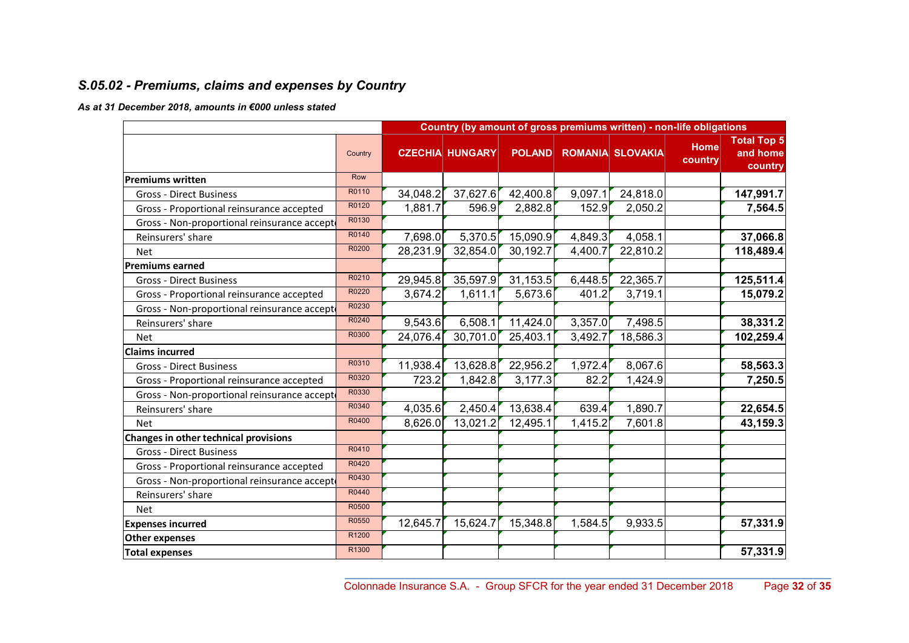## *S.05.02 - Premiums, claims and expenses by Country*

***As at 31 December 2018, amounts in €000 unless stated***

| | | Country (by amount of gross premiums written) - non-life obligations | | | | | | |
|---|---|---|---|---|---|---|---|---|
| | Country | CZECHIA | HUNGARY | POLAND | ROMANIA | SLOVAKIA | Home country | Total Top 5 and home country |
| **Premiums written** | Row | | | | | | | |
| Gross - Direct Business | R0110 | 34,048.2 | 37,627.6 | 42,400.8 | 9,097.1 | 24,818.0 | | **147,991.7** |
| Gross - Proportional reinsurance accepted | R0120 | 1,881.7 | 596.9 | 2,882.8 | 152.9 | 2,050.2 | | **7,564.5** |
| Gross - Non-proportional reinsurance accepted | R0130 | | | | | | | |
| Reinsurers' share | R0140 | 7,698.0 | 5,370.5 | 15,090.9 | 4,849.3 | 4,058.1 | | **37,066.8** |
| Net | R0200 | 28,231.9 | 32,854.0 | 30,192.7 | 4,400.7 | 22,810.2 | | **118,489.4** |
| **Premiums earned** | | | | | | | | |
| Gross - Direct Business | R0210 | 29,945.8 | 35,597.9 | 31,153.5 | 6,448.5 | 22,365.7 | | **125,511.4** |
| Gross - Proportional reinsurance accepted | R0220 | 3,674.2 | 1,611.1 | 5,673.6 | 401.2 | 3,719.1 | | **15,079.2** |
| Gross - Non-proportional reinsurance accepted | R0230 | | | | | | | |
| Reinsurers' share | R0240 | 9,543.6 | 6,508.1 | 11,424.0 | 3,357.0 | 7,498.5 | | **38,331.2** |
| Net | R0300 | 24,076.4 | 30,701.0 | 25,403.1 | 3,492.7 | 18,586.3 | | **102,259.4** |
| **Claims incurred** | | | | | | | | |
| Gross - Direct Business | R0310 | 11,938.4 | 13,628.8 | 22,956.2 | 1,972.4 | 8,067.6 | | **58,563.3** |
| Gross - Proportional reinsurance accepted | R0320 | 723.2 | 1,842.8 | 3,177.3 | 82.2 | 1,424.9 | | **7,250.5** |
| Gross - Non-proportional reinsurance accepted | R0330 | | | | | | | |
| Reinsurers' share | R0340 | 4,035.6 | 2,450.4 | 13,638.4 | 639.4 | 1,890.7 | | **22,654.5** |
| Net | R0400 | 8,626.0 | 13,021.2 | 12,495.1 | 1,415.2 | 7,601.8 | | **43,159.3** |
| **Changes in other technical provisions** | | | | | | | | |
| Gross - Direct Business | R0410 | | | | | | | |
| Gross - Proportional reinsurance accepted | R0420 | | | | | | | |
| Gross - Non-proportional reinsurance accepted | R0430 | | | | | | | |
| Reinsurers' share | R0440 | | | | | | | |
| Net | R0500 | | | | | | | |
| **Expenses incurred** | R0550 | 12,645.7 | 15,624.7 | 15,348.8 | 1,584.5 | 9,933.5 | | **57,331.9** |
| **Other expenses** | R1200 | | | | | | | |
| **Total expenses** | R1300 | | | | | | | **57,331.9** |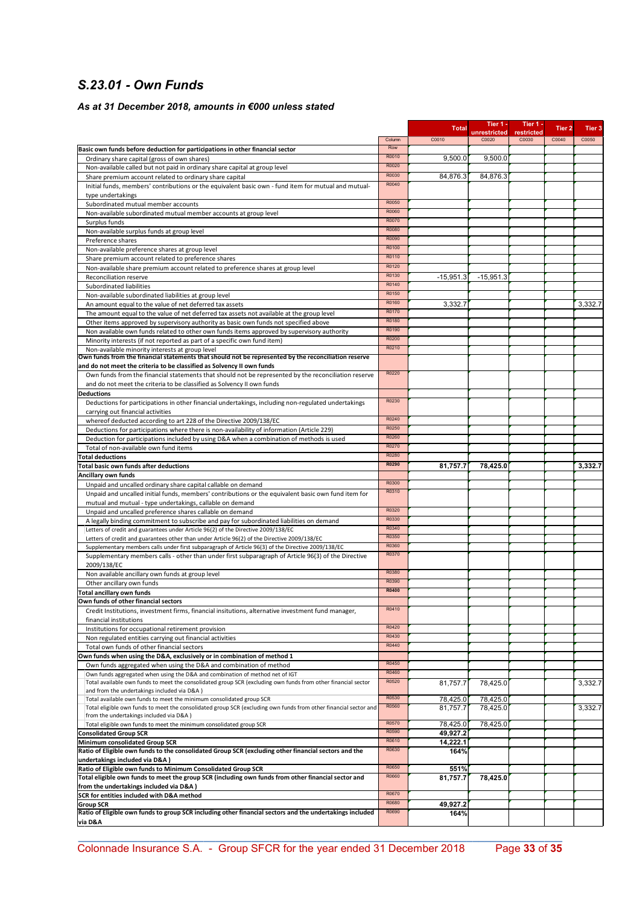## *S.23.01 - Own Funds*

### *As at 31 December 2018, amounts in €000 unless stated*

| | | Total | Tier 1 - unrestricted | Tier 1 - restricted | Tier 2 | Tier 3 |
|---|---|---|---|---|---|---|
| | Column | C0010 | C0020 | C0030 | C0040 | C0050 |
| **Basic own funds before deduction for participations in other financial sector** | Row | | | | | |
| Ordinary share capital (gross of own shares) | R0010 | 9,500.0 | 9,500.0 | | | |
| Non-available called but not paid in ordinary share capital at group level | R0020 | | | | | |
| Share premium account related to ordinary share capital | R0030 | 84,876.3 | 84,876.3 | | | |
| Initial funds, members' contributions or the equivalent basic own - fund item for mutual and mutual-type undertakings | R0040 | | | | | |
| Subordinated mutual member accounts | R0050 | | | | | |
| Non-available subordinated mutual member accounts at group level | R0060 | | | | | |
| Surplus funds | R0070 | | | | | |
| Non-available surplus funds at group level | R0080 | | | | | |
| Preference shares | R0090 | | | | | |
| Non-available preference shares at group level | R0100 | | | | | |
| Share premium account related to preference shares | R0110 | | | | | |
| Non-available share premium account related to preference shares at group level | R0120 | | | | | |
| Reconciliation reserve | R0130 | -15,951.3 | -15,951.3 | | | |
| Subordinated liabilities | R0140 | | | | | |
| Non-available subordinated liabilities at group level | R0150 | | | | | |
| An amount equal to the value of net deferred tax assets | R0160 | 3,332.7 | | | | 3,332.7 |
| The amount equal to the value of net deferred tax assets not available at the group level | R0170 | | | | | |
| Other items approved by supervisory authority as basic own funds not specified above | R0180 | | | | | |
| Non available own funds related to other own funds items approved by supervisory authority | R0190 | | | | | |
| Minority interests (if not reported as part of a specific own fund item) | R0200 | | | | | |
| Non-available minority interests at group level | R0210 | | | | | |
| **Own funds from the financial statements that should not be represented by the reconciliation reserve and do not meet the criteria to be classified as Solvency II own funds** | | | | | | |
| Own funds from the financial statements that should not be represented by the reconciliation reserve and do not meet the criteria to be classified as Solvency II own funds | R0220 | | | | | |
| **Deductions** | | | | | | |
| Deductions for participations in other financial undertakings, including non-regulated undertakings carrying out financial activities | R0230 | | | | | |
| whereof deducted according to art 228 of the Directive 2009/138/EC | R0240 | | | | | |
| Deductions for participations where there is non-availability of information (Article 229) | R0250 | | | | | |
| Deduction for participations included by using D&A when a combination of methods is used | R0260 | | | | | |
| Total of non-available own fund items | R0270 | | | | | |
| **Total deductions** | R0280 | | | | | |
| **Total basic own funds after deductions** | R0290 | **81,757.7** | **78,425.0** | | | **3,332.7** |
| **Ancillary own funds** | | | | | | |
| Unpaid and uncalled ordinary share capital callable on demand | R0300 | | | | | |
| Unpaid and uncalled initial funds, members' contributions or the equivalent basic own fund item for mutual and mutual - type undertakings, callable on demand | R0310 | | | | | |
| Unpaid and uncalled preference shares callable on demand | R0320 | | | | | |
| A legally binding commitment to subscribe and pay for subordinated liabilities on demand | R0330 | | | | | |
| Letters of credit and guarantees under Article 96(2) of the Directive 2009/138/EC | R0340 | | | | | |
| Letters of credit and guarantees other than under Article 96(2) of the Directive 2009/138/EC | R0350 | | | | | |
| Supplementary members calls under first subparagraph of Article 96(3) of the Directive 2009/138/EC | R0360 | | | | | |
| Supplementary members calls - other than under first subparagraph of Article 96(3) of the Directive 2009/138/EC | R0370 | | | | | |
| Non available ancillary own funds at group level | R0380 | | | | | |
| Other ancillary own funds | R0390 | | | | | |
| **Total ancillary own funds** | R0400 | | | | | |
| **Own funds of other financial sectors** | | | | | | |
| Credit Institutions, investment firms, financial insitutions, alternative investment fund manager, financial institutions | R0410 | | | | | |
| Institutions for occupational retirement provision | R0420 | | | | | |
| Non regulated entities carrying out financial activities | R0430 | | | | | |
| Total own funds of other financial sectors | R0440 | | | | | |
| **Own funds when using the D&A, exclusively or in combination of method 1** | | | | | | |
| Own funds aggregated when using the D&A and combination of method | R0450 | | | | | |
| Own funds aggregated when using the D&A and combination of method net of IGT | R0460 | | | | | |
| Total available own funds to meet the consolidated group SCR (excluding own funds from other financial sector and from the undertakings included via D&A ) | R0520 | 81,757.7 | 78,425.0 | | | 3,332.7 |
| Total available own funds to meet the minimum consolidated group SCR | R0530 | 78,425.0 | 78,425.0 | | | |
| Total eligible own funds to meet the consolidated group SCR (excluding own funds from other financial sector and from the undertakings included via D&A ) | R0560 | 81,757.7 | 78,425.0 | | | 3,332.7 |
| Total eligible own funds to meet the minimum consolidated group SCR | R0570 | 78,425.0 | 78,425.0 | | | |
| **Consolidated Group SCR** | R0590 | **49,927.2** | | | | |
| **Minimum consolidated Group SCR** | R0610 | **14,222.1** | | | | |
| **Ratio of Eligible own funds to the consolidated Group SCR (excluding other financial sectors and the undertakings included via D&A )** | R0630 | **164%** | | | | |
| **Ratio of Eligible own funds to Minimum Consolidated Group SCR** | R0650 | **551%** | | | | |
| **Total eligible own funds to meet the group SCR (including own funds from other financial sector and from the undertakings included via D&A )** | R0660 | **81,757.7** | **78,425.0** | | | |
| **SCR for entities included with D&A method** | R0670 | | | | | |
| **Group SCR** | R0680 | **49,927.2** | | | | |
| **Ratio of Eligible own funds to group SCR including other financial sectors and the undertakings included via D&A** | R0690 | **164%** | | | | |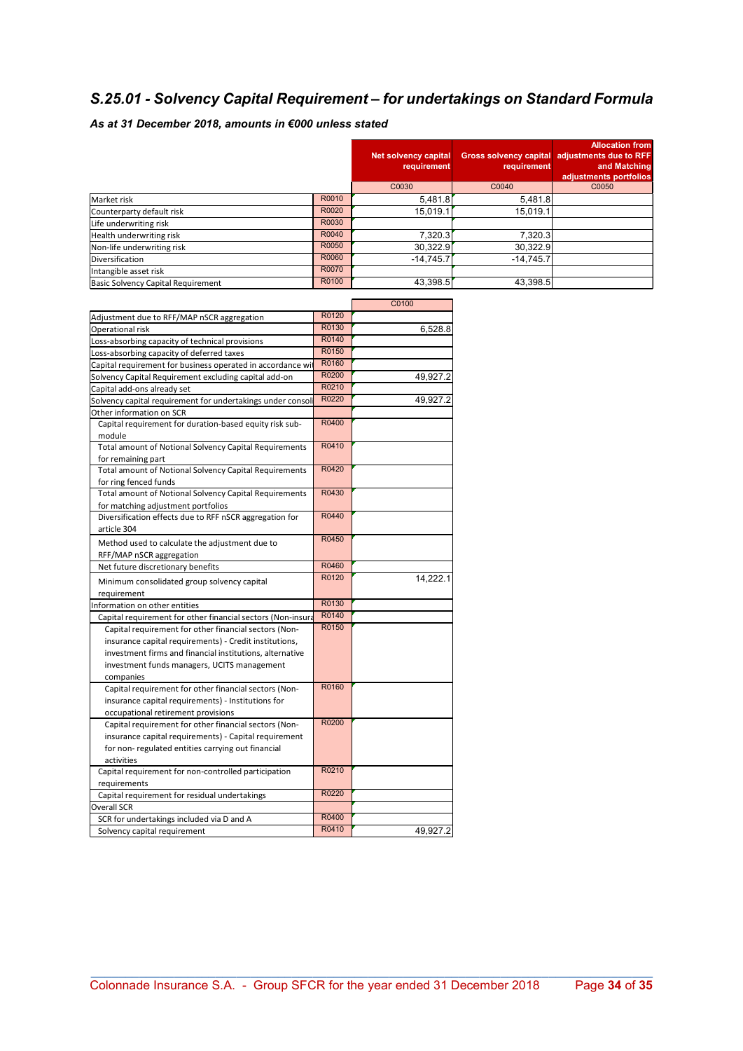## S.25.01 - Solvency Capital Requirement – for undertakings on Standard Formula

### As at 31 December 2018, amounts in €000 unless stated

| | | Net solvency capital requirement | Gross solvency capital requirement | Allocation from adjustments due to RFF and Matching adjustments portfolios |
|---|---|---|---|---|
| | | C0030 | C0040 | C0050 |
| Market risk | R0010 | 5,481.8 | 5,481.8 | |
| Counterparty default risk | R0020 | 15,019.1 | 15,019.1 | |
| Life underwriting risk | R0030 | | | |
| Health underwriting risk | R0040 | 7,320.3 | 7,320.3 | |
| Non-life underwriting risk | R0050 | 30,322.9 | 30,322.9 | |
| Diversification | R0060 | -14,745.7 | -14,745.7 | |
| Intangible asset risk | R0070 | | | |
| Basic Solvency Capital Requirement | R0100 | 43,398.5 | 43,398.5 | |

| | | C0100 |
|---|---|---|
| Adjustment due to RFF/MAP nSCR aggregation | R0120 | |
| Operational risk | R0130 | 6,528.8 |
| Loss-absorbing capacity of technical provisions | R0140 | |
| Loss-absorbing capacity of deferred taxes | R0150 | |
| Capital requirement for business operated in accordance wit | R0160 | |
| Solvency Capital Requirement excluding capital add-on | R0200 | 49,927.2 |
| Capital add-ons already set | R0210 | |
| Solvency capital requirement for undertakings under consoli | R0220 | 49,927.2 |
| Other information on SCR | | |
| Capital requirement for duration-based equity risk sub-module | R0400 | |
| Total amount of Notional Solvency Capital Requirements for remaining part | R0410 | |
| Total amount of Notional Solvency Capital Requirements for ring fenced funds | R0420 | |
| Total amount of Notional Solvency Capital Requirements for matching adjustment portfolios | R0430 | |
| Diversification effects due to RFF nSCR aggregation for article 304 | R0440 | |
| Method used to calculate the adjustment due to RFF/MAP nSCR aggregation | R0450 | |
| Net future discretionary benefits | R0460 | |
| Minimum consolidated group solvency capital requirement | R0120 | 14,222.1 |
| Information on other entities | R0130 | |
| Capital requirement for other financial sectors (Non-insura | R0140 | |
| Capital requirement for other financial sectors (Non-insurance capital requirements) - Credit institutions, investment firms and financial institutions, alternative investment funds managers, UCITS management companies | R0150 | |
| Capital requirement for other financial sectors (Non-insurance capital requirements) - Institutions for occupational retirement provisions | R0160 | |
| Capital requirement for other financial sectors (Non-insurance capital requirements) - Capital requirement for non- regulated entities carrying out financial activities | R0200 | |
| Capital requirement for non-controlled participation requirements | R0210 | |
| Capital requirement for residual undertakings | R0220 | |
| Overall SCR | | |
| SCR for undertakings included via D and A | R0400 | |
| Solvency capital requirement | R0410 | 49,927.2 |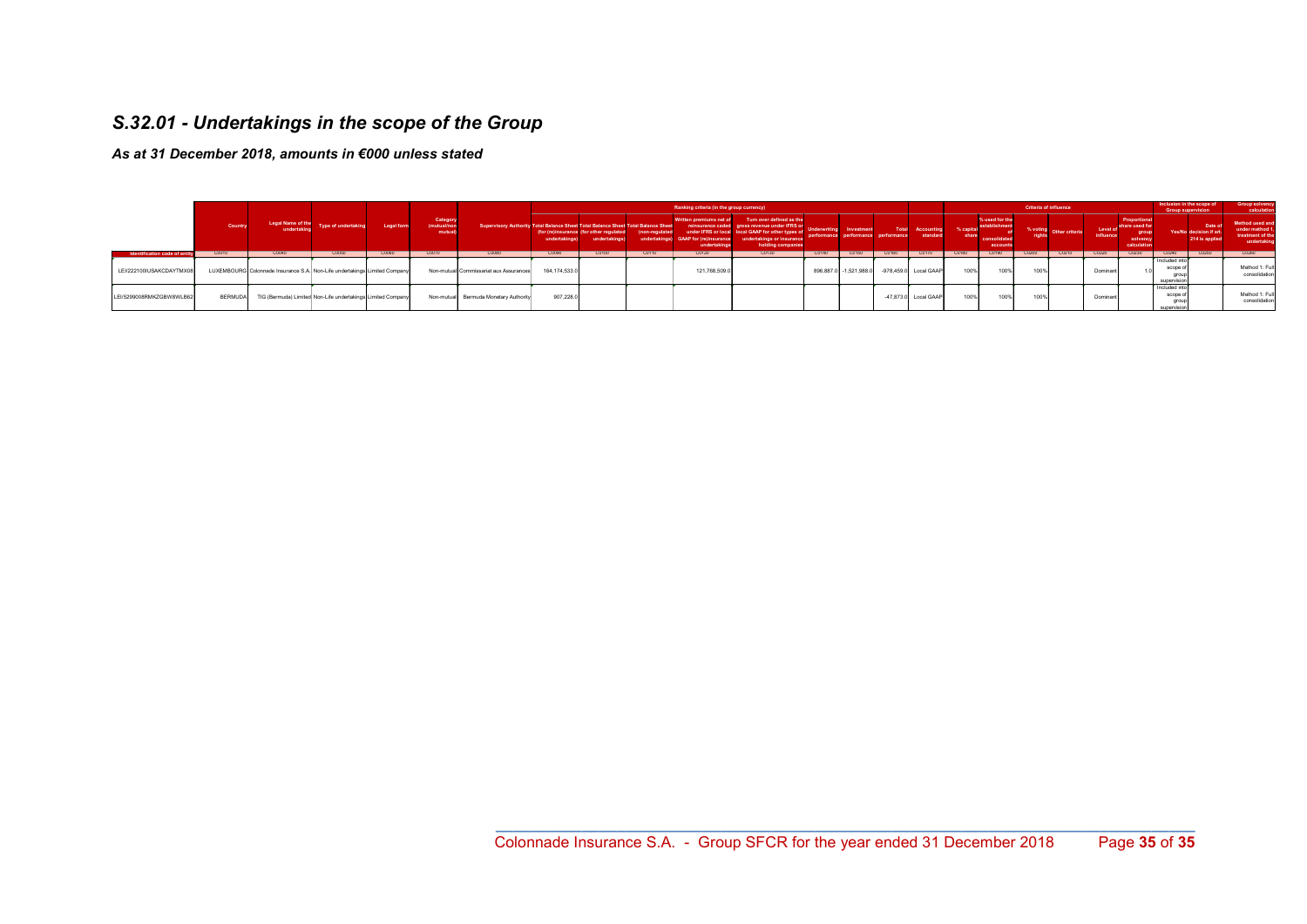## *S.32.01 - Undertakings in the scope of the Group*

### *As at 31 December 2018, amounts in €000 unless stated*

| | | | | | | | Ranking criteria (in the group currency) | | | | | | | | | | Criteria of influence | | | | | | Inclusion in the scope of Group supervision | | Group solvency calculation |
|---|---|---|---|---|---|---|---|---|---|---|---|---|---|---|---|---|---|---|---|---|---|---|---|---|---|
| | Country | Legal Name of the undertaking | Type of undertaking | Legal form | Category (mutual/non mutual) | Supervisory Authority | Total Balance Sheet (for (re)insurance undertakings) | Total Balance Sheet (for other regulated undertakings) | Total Balance Sheet (non-regulated undertakings) | Written premiums net of reinsurance ceded under IFRS or local GAAP for (re)insurance undertakings | Turn over defined as the gross revenue under IFRS or local GAAP for other types of undertakings or insurance holding companies | Underwriting performance | Investment performance | Total performance | Accounting standard | % capital share | % used for the establishment of consolidated accounts | % voting rights | Other criteria | Level of influence | Proportional share used for group solvency calculation | Yes/No | Date of decision if art. 214 is applied | Method used and under method 1, treatment of the undertaking |
| Identification code of entity | C0010 | C0040 | C0050 | C0060 | C0070 | C0080 | C0090 | C0100 | C0110 | C0120 | C0130 | C0140 | C0150 | C0160 | C0170 | C0180 | C0190 | C0200 | C0210 | C0220 | C0230 | C0240 | C0250 | C0260 |
| LEI/222100IUSAKCDAYTMX08 | LUXEMBOURG | Colonnade Insurance S.A. | Non-Life undertakings | Limited Company | Non-mutual | Commissariat aux Assurances | 164,174,533.0 | | | 121,768,509.0 | | 896,887.0 | -1,521,988.0 | -978,459.0 | Local GAAP | 100% | 100% | 100% | | Dominant | 1.0 | Included into scope of group supervision | | Method 1: Full consolidation |
| LEI/5299008RMKZGBW8WLB62 | BERMUDA | TIG (Bermuda) Limited | Non-Life undertakings | Limited Company | Non-mutual | Bermuda Monetary Authority | 907,228.0 | | | | | | | -47,873.0 | Local GAAP | 100% | 100% | 100% | | Dominant | | Included into scope of group supervision | | Method 1: Full consolidation |